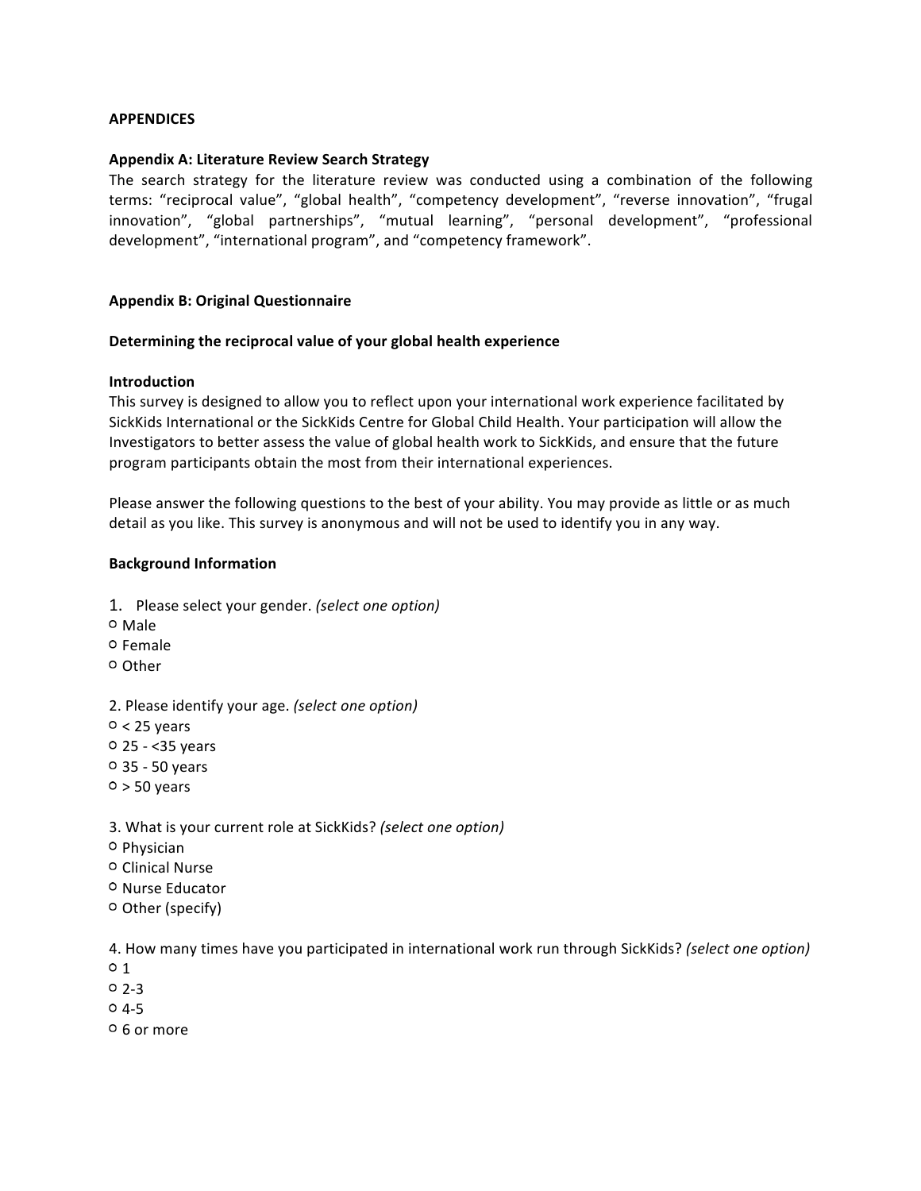**APPENDICES**

**Appendix A: Literature Review Search Strategy**

The search strategy for the literature review was conducted using a combination of the following terms: "reciprocal value", "global health", "competency development", "reverse innovation", "frugal innovation", "global partnerships", "mutual learning", "personal development", "professional development", "international program", and "competency framework".

**Appendix B: Original Questionnaire**

**Determining the reciprocal value of your global health experience**

**Introduction**

This survey is designed to allow you to reflect upon your international work experience facilitated by SickKids International or the SickKids Centre for Global Child Health. Your participation will allow the Investigators to better assess the value of global health work to SickKids, and ensure that the future program participants obtain the most from their international experiences.

Please answer the following questions to the best of your ability. You may provide as little or as much detail as you like. This survey is anonymous and will not be used to identify you in any way.

**Background Information**

1. Please select your gender. *(select one option)*
   - ○ Male
   - ○ Female
   - ○ Other

2. Please identify your age. *(select one option)*
   - ○ < 25 years
   - ○ 25 - <35 years
   - ○ 35 - 50 years
   - ○ > 50 years

3. What is your current role at SickKids? *(select one option)*
   - ○ Physician
   - ○ Clinical Nurse
   - ○ Nurse Educator
   - ○ Other (specify)

4. How many times have you participated in international work run through SickKids? *(select one option)*
   - ○ 1
   - ○ 2-3
   - ○ 4-5
   - ○ 6 or more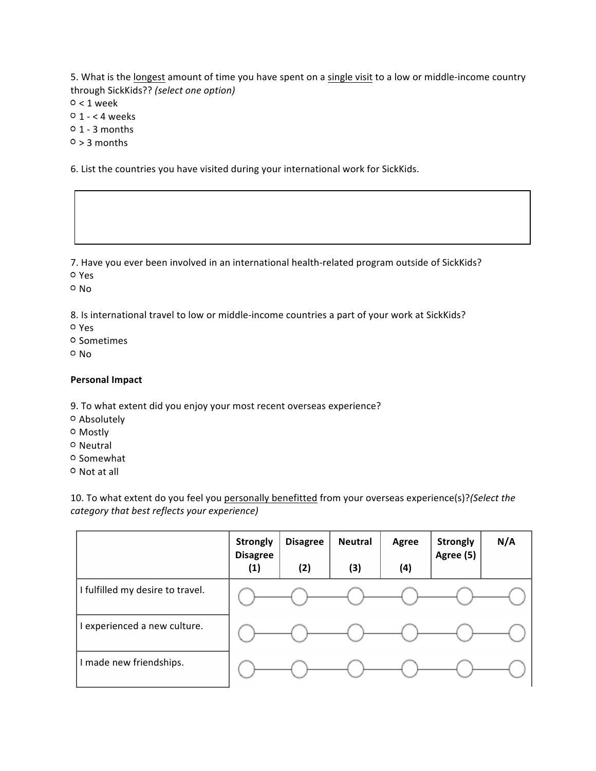5. What is the <u>longest</u> amount of time you have spent on a <u>single visit</u> to a low or middle-income country through SickKids?? *(select one option)*

- ○ < 1 week
- ○ 1 - < 4 weeks
- ○ 1 - 3 months
- ○ > 3 months

6. List the countries you have visited during your international work for SickKids.

| |
|---|
| |

7. Have you ever been involved in an international health-related program outside of SickKids?

- ○ Yes
- ○ No

8. Is international travel to low or middle-income countries a part of your work at SickKids?

- ○ Yes
- ○ Sometimes
- ○ No

**Personal Impact**

9. To what extent did you enjoy your most recent overseas experience?

- ○ Absolutely
- ○ Mostly
- ○ Neutral
- ○ Somewhat
- ○ Not at all

10. To what extent do you feel you <u>personally benefitted</u> from your overseas experience(s)?*(Select the category that best reflects your experience)*

| | Strongly Disagree (1) | Disagree (2) | Neutral (3) | Agree (4) | Strongly Agree (5) | N/A |
|---|---|---|---|---|---|---|
| I fulfilled my desire to travel. | ○ | ○ | ○ | ○ | ○ | ○ |
| I experienced a new culture. | ○ | ○ | ○ | ○ | ○ | ○ |
| I made new friendships. | ○ | ○ | ○ | ○ | ○ | ○ |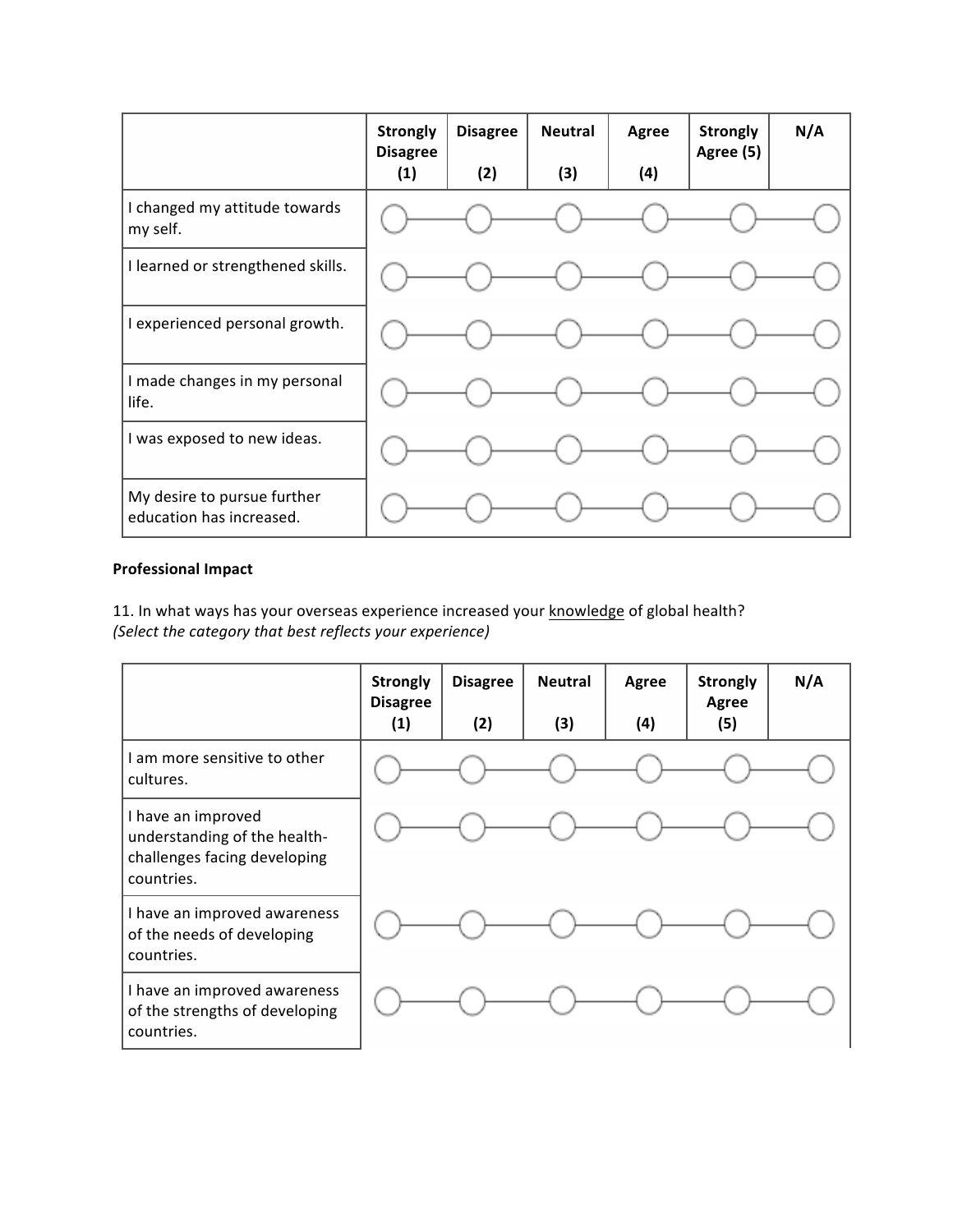| | Strongly Disagree (1) | Disagree (2) | Neutral (3) | Agree (4) | Strongly Agree (5) | N/A |
|---|---|---|---|---|---|---|
| I changed my attitude towards my self. | ○ | ○ | ○ | ○ | ○ | ○ |
| I learned or strengthened skills. | ○ | ○ | ○ | ○ | ○ | ○ |
| I experienced personal growth. | ○ | ○ | ○ | ○ | ○ | ○ |
| I made changes in my personal life. | ○ | ○ | ○ | ○ | ○ | ○ |
| I was exposed to new ideas. | ○ | ○ | ○ | ○ | ○ | ○ |
| My desire to pursue further education has increased. | ○ | ○ | ○ | ○ | ○ | ○ |

**Professional Impact**

11. In what ways has your overseas experience increased your <u>knowledge</u> of global health?
*(Select the category that best reflects your experience)*

| | Strongly Disagree (1) | Disagree (2) | Neutral (3) | Agree (4) | Strongly Agree (5) | N/A |
|---|---|---|---|---|---|---|
| I am more sensitive to other cultures. | ○ | ○ | ○ | ○ | ○ | ○ |
| I have an improved understanding of the health-challenges facing developing countries. | ○ | ○ | ○ | ○ | ○ | ○ |
| I have an improved awareness of the needs of developing countries. | ○ | ○ | ○ | ○ | ○ | ○ |
| I have an improved awareness of the strengths of developing countries. | ○ | ○ | ○ | ○ | ○ | ○ |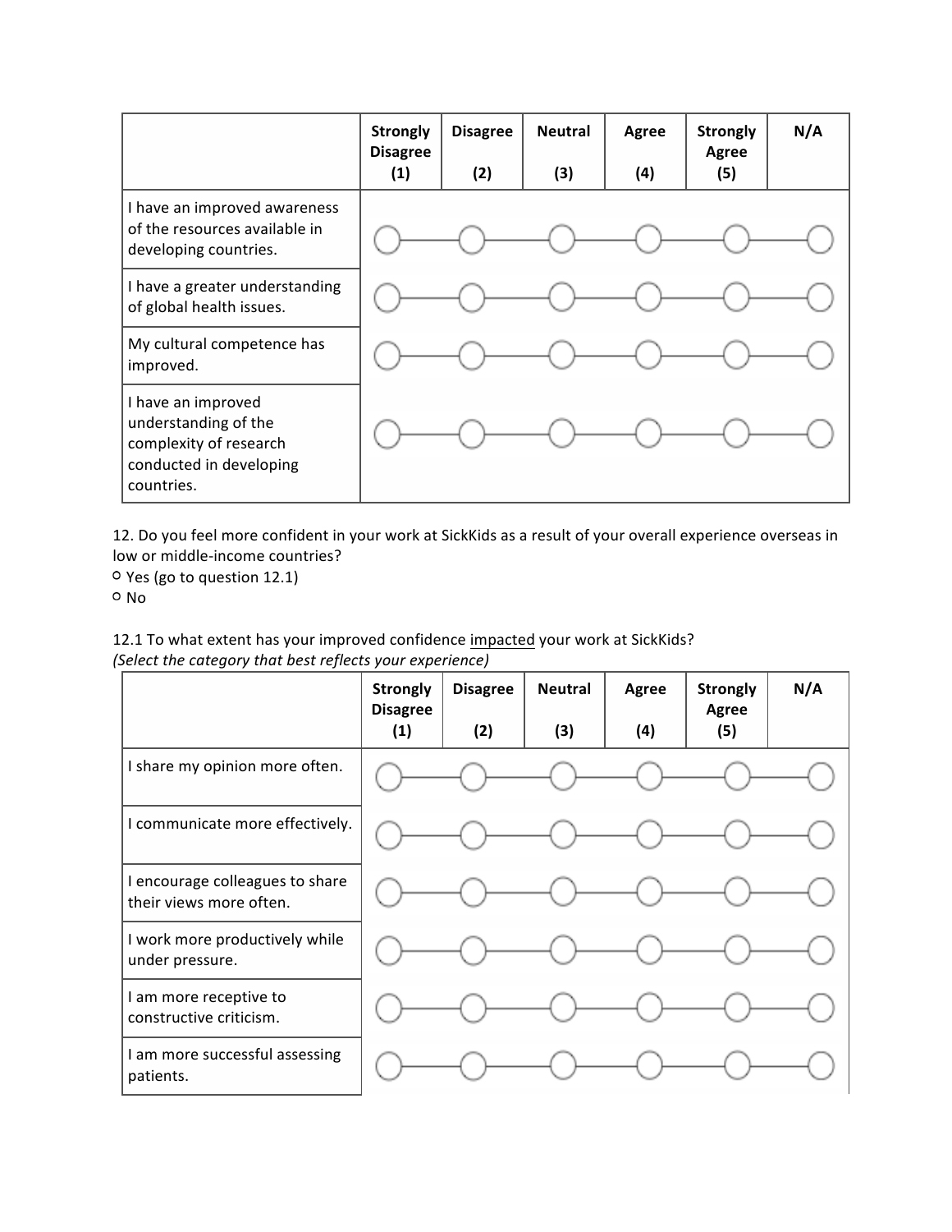| | Strongly Disagree (1) | Disagree (2) | Neutral (3) | Agree (4) | Strongly Agree (5) | N/A |
|---|---|---|---|---|---|---|
| I have an improved awareness of the resources available in developing countries. | ○ | ○ | ○ | ○ | ○ | ○ |
| I have a greater understanding of global health issues. | ○ | ○ | ○ | ○ | ○ | ○ |
| My cultural competence has improved. | ○ | ○ | ○ | ○ | ○ | ○ |
| I have an improved understanding of the complexity of research conducted in developing countries. | ○ | ○ | ○ | ○ | ○ | ○ |

12. Do you feel more confident in your work at SickKids as a result of your overall experience overseas in low or middle-income countries?

○ Yes (go to question 12.1)

○ No

12.1 To what extent has your improved confidence <u>impacted</u> your work at SickKids?

*(Select the category that best reflects your experience)*

| | Strongly Disagree (1) | Disagree (2) | Neutral (3) | Agree (4) | Strongly Agree (5) | N/A |
|---|---|---|---|---|---|---|
| I share my opinion more often. | ○ | ○ | ○ | ○ | ○ | ○ |
| I communicate more effectively. | ○ | ○ | ○ | ○ | ○ | ○ |
| I encourage colleagues to share their views more often. | ○ | ○ | ○ | ○ | ○ | ○ |
| I work more productively while under pressure. | ○ | ○ | ○ | ○ | ○ | ○ |
| I am more receptive to constructive criticism. | ○ | ○ | ○ | ○ | ○ | ○ |
| I am more successful assessing patients. | ○ | ○ | ○ | ○ | ○ | ○ |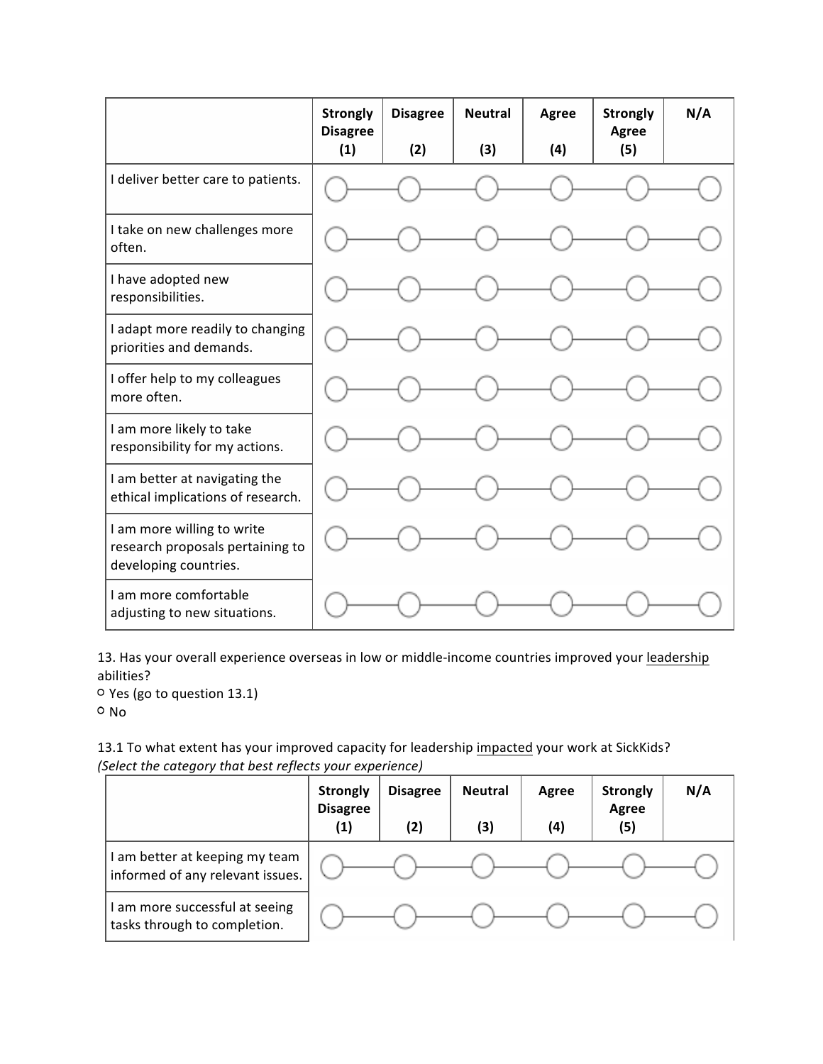| | Strongly Disagree (1) | Disagree (2) | Neutral (3) | Agree (4) | Strongly Agree (5) | N/A |
|---|---|---|---|---|---|---|
| I deliver better care to patients. | ○ | ○ | ○ | ○ | ○ | ○ |
| I take on new challenges more often. | ○ | ○ | ○ | ○ | ○ | ○ |
| I have adopted new responsibilities. | ○ | ○ | ○ | ○ | ○ | ○ |
| I adapt more readily to changing priorities and demands. | ○ | ○ | ○ | ○ | ○ | ○ |
| I offer help to my colleagues more often. | ○ | ○ | ○ | ○ | ○ | ○ |
| I am more likely to take responsibility for my actions. | ○ | ○ | ○ | ○ | ○ | ○ |
| I am better at navigating the ethical implications of research. | ○ | ○ | ○ | ○ | ○ | ○ |
| I am more willing to write research proposals pertaining to developing countries. | ○ | ○ | ○ | ○ | ○ | ○ |
| I am more comfortable adjusting to new situations. | ○ | ○ | ○ | ○ | ○ | ○ |

13. Has your overall experience overseas in low or middle-income countries improved your <u>leadership</u> abilities?

○ Yes (go to question 13.1)

○ No

13.1 To what extent has your improved capacity for leadership <u>impacted</u> your work at SickKids? *(Select the category that best reflects your experience)*

| | Strongly Disagree (1) | Disagree (2) | Neutral (3) | Agree (4) | Strongly Agree (5) | N/A |
|---|---|---|---|---|---|---|
| I am better at keeping my team informed of any relevant issues. | ○ | ○ | ○ | ○ | ○ | ○ |
| I am more successful at seeing tasks through to completion. | ○ | ○ | ○ | ○ | ○ | ○ |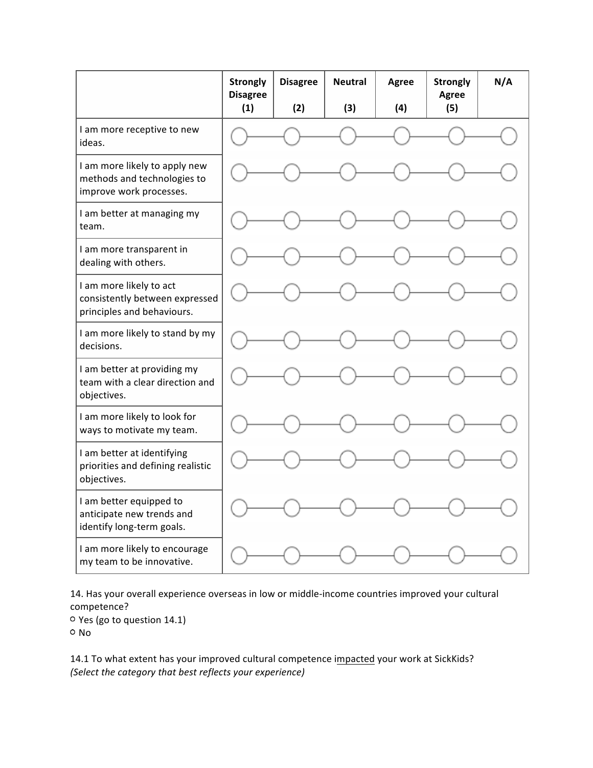| | Strongly Disagree (1) | Disagree (2) | Neutral (3) | Agree (4) | Strongly Agree (5) | N/A |
|---|---|---|---|---|---|---|
| I am more receptive to new ideas. | ○ | ○ | ○ | ○ | ○ | ○ |
| I am more likely to apply new methods and technologies to improve work processes. | ○ | ○ | ○ | ○ | ○ | ○ |
| I am better at managing my team. | ○ | ○ | ○ | ○ | ○ | ○ |
| I am more transparent in dealing with others. | ○ | ○ | ○ | ○ | ○ | ○ |
| I am more likely to act consistently between expressed principles and behaviours. | ○ | ○ | ○ | ○ | ○ | ○ |
| I am more likely to stand by my decisions. | ○ | ○ | ○ | ○ | ○ | ○ |
| I am better at providing my team with a clear direction and objectives. | ○ | ○ | ○ | ○ | ○ | ○ |
| I am more likely to look for ways to motivate my team. | ○ | ○ | ○ | ○ | ○ | ○ |
| I am better at identifying priorities and defining realistic objectives. | ○ | ○ | ○ | ○ | ○ | ○ |
| I am better equipped to anticipate new trends and identify long-term goals. | ○ | ○ | ○ | ○ | ○ | ○ |
| I am more likely to encourage my team to be innovative. | ○ | ○ | ○ | ○ | ○ | ○ |

14. Has your overall experience overseas in low or middle-income countries improved your cultural competence?

○ Yes (go to question 14.1)
○ No

14.1 To what extent has your improved cultural competence impacted your work at SickKids? *(Select the category that best reflects your experience)*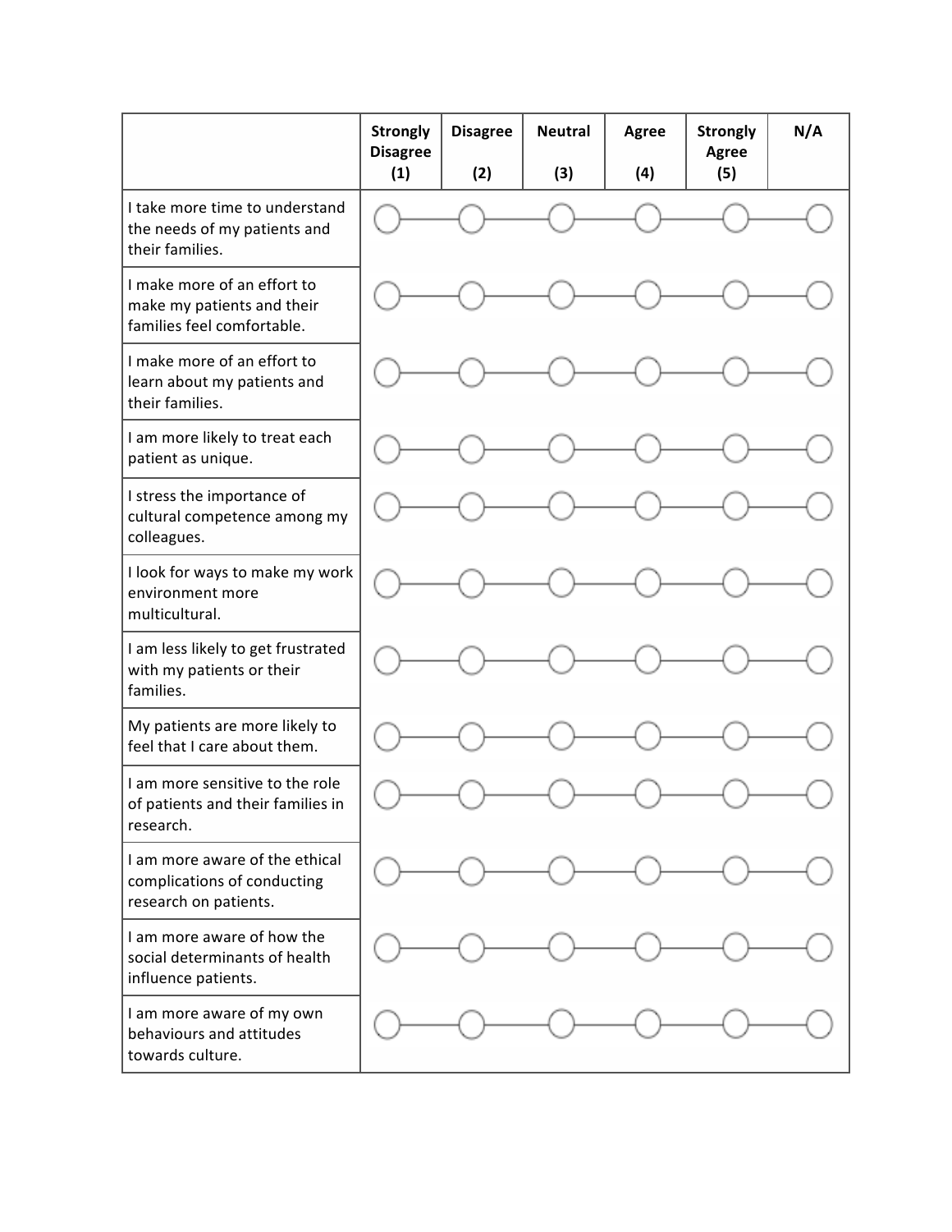| | Strongly Disagree (1) | Disagree (2) | Neutral (3) | Agree (4) | Strongly Agree (5) | N/A |
|---|---|---|---|---|---|---|
| I take more time to understand the needs of my patients and their families. | ○ | ○ | ○ | ○ | ○ | ○ |
| I make more of an effort to make my patients and their families feel comfortable. | ○ | ○ | ○ | ○ | ○ | ○ |
| I make more of an effort to learn about my patients and their families. | ○ | ○ | ○ | ○ | ○ | ○ |
| I am more likely to treat each patient as unique. | ○ | ○ | ○ | ○ | ○ | ○ |
| I stress the importance of cultural competence among my colleagues. | ○ | ○ | ○ | ○ | ○ | ○ |
| I look for ways to make my work environment more multicultural. | ○ | ○ | ○ | ○ | ○ | ○ |
| I am less likely to get frustrated with my patients or their families. | ○ | ○ | ○ | ○ | ○ | ○ |
| My patients are more likely to feel that I care about them. | ○ | ○ | ○ | ○ | ○ | ○ |
| I am more sensitive to the role of patients and their families in research. | ○ | ○ | ○ | ○ | ○ | ○ |
| I am more aware of the ethical complications of conducting research on patients. | ○ | ○ | ○ | ○ | ○ | ○ |
| I am more aware of how the social determinants of health influence patients. | ○ | ○ | ○ | ○ | ○ | ○ |
| I am more aware of my own behaviours and attitudes towards culture. | ○ | ○ | ○ | ○ | ○ | ○ |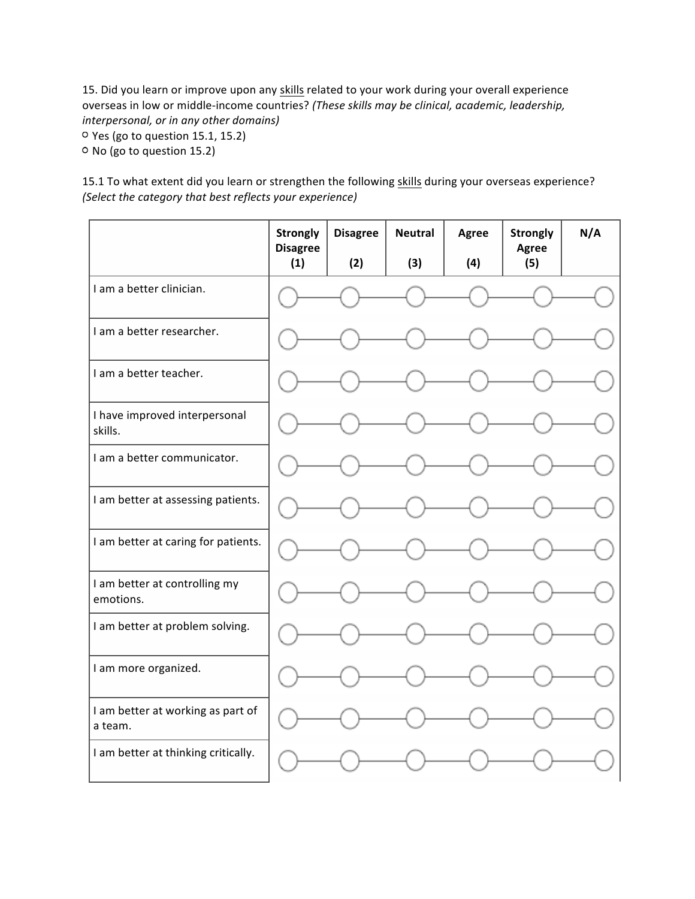15. Did you learn or improve upon any skills related to your work during your overall experience overseas in low or middle-income countries? *(These skills may be clinical, academic, leadership, interpersonal, or in any other domains)*

○ Yes (go to question 15.1, 15.2)
○ No (go to question 15.2)

15.1 To what extent did you learn or strengthen the following skills during your overseas experience? *(Select the category that best reflects your experience)*

| | **Strongly Disagree (1)** | **Disagree (2)** | **Neutral (3)** | **Agree (4)** | **Strongly Agree (5)** | **N/A** |
|---|---|---|---|---|---|---|
| I am a better clinician. | ○ | ○ | ○ | ○ | ○ | ○ |
| I am a better researcher. | ○ | ○ | ○ | ○ | ○ | ○ |
| I am a better teacher. | ○ | ○ | ○ | ○ | ○ | ○ |
| I have improved interpersonal skills. | ○ | ○ | ○ | ○ | ○ | ○ |
| I am a better communicator. | ○ | ○ | ○ | ○ | ○ | ○ |
| I am better at assessing patients. | ○ | ○ | ○ | ○ | ○ | ○ |
| I am better at caring for patients. | ○ | ○ | ○ | ○ | ○ | ○ |
| I am better at controlling my emotions. | ○ | ○ | ○ | ○ | ○ | ○ |
| I am better at problem solving. | ○ | ○ | ○ | ○ | ○ | ○ |
| I am more organized. | ○ | ○ | ○ | ○ | ○ | ○ |
| I am better at working as part of a team. | ○ | ○ | ○ | ○ | ○ | ○ |
| I am better at thinking critically. | ○ | ○ | ○ | ○ | ○ | ○ |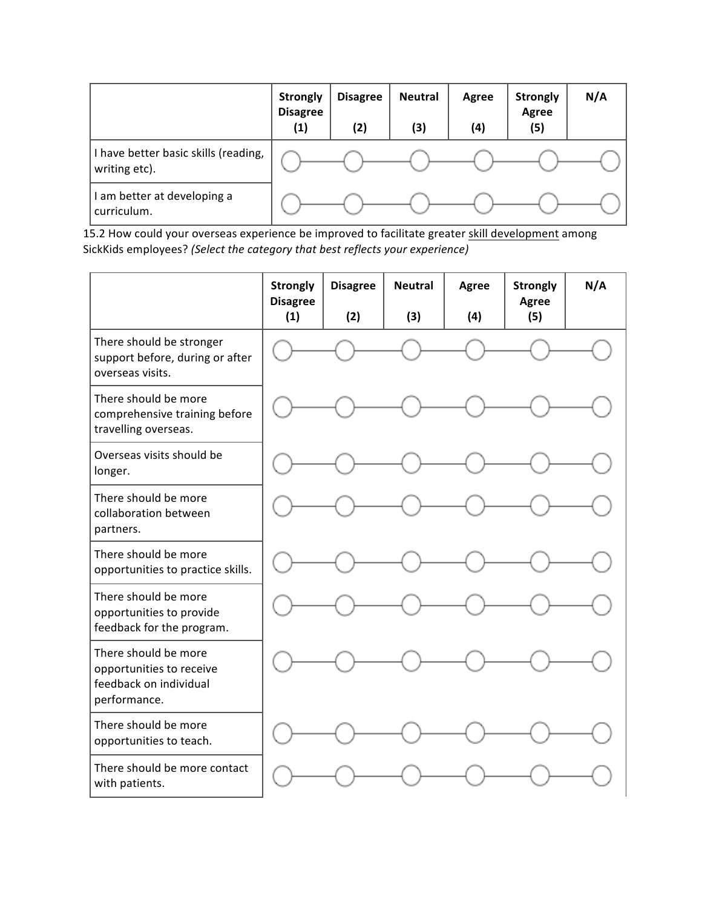| | Strongly Disagree (1) | Disagree (2) | Neutral (3) | Agree (4) | Strongly Agree (5) | N/A |
|---|---|---|---|---|---|---|
| I have better basic skills (reading, writing etc). | ○ | ○ | ○ | ○ | ○ | ○ |
| I am better at developing a curriculum. | ○ | ○ | ○ | ○ | ○ | ○ |

15.2 How could your overseas experience be improved to facilitate greater skill development among SickKids employees? *(Select the category that best reflects your experience)*

| | Strongly Disagree (1) | Disagree (2) | Neutral (3) | Agree (4) | Strongly Agree (5) | N/A |
|---|---|---|---|---|---|---|
| There should be stronger support before, during or after overseas visits. | ○ | ○ | ○ | ○ | ○ | ○ |
| There should be more comprehensive training before travelling overseas. | ○ | ○ | ○ | ○ | ○ | ○ |
| Overseas visits should be longer. | ○ | ○ | ○ | ○ | ○ | ○ |
| There should be more collaboration between partners. | ○ | ○ | ○ | ○ | ○ | ○ |
| There should be more opportunities to practice skills. | ○ | ○ | ○ | ○ | ○ | ○ |
| There should be more opportunities to provide feedback for the program. | ○ | ○ | ○ | ○ | ○ | ○ |
| There should be more opportunities to receive feedback on individual performance. | ○ | ○ | ○ | ○ | ○ | ○ |
| There should be more opportunities to teach. | ○ | ○ | ○ | ○ | ○ | ○ |
| There should be more contact with patients. | ○ | ○ | ○ | ○ | ○ | ○ |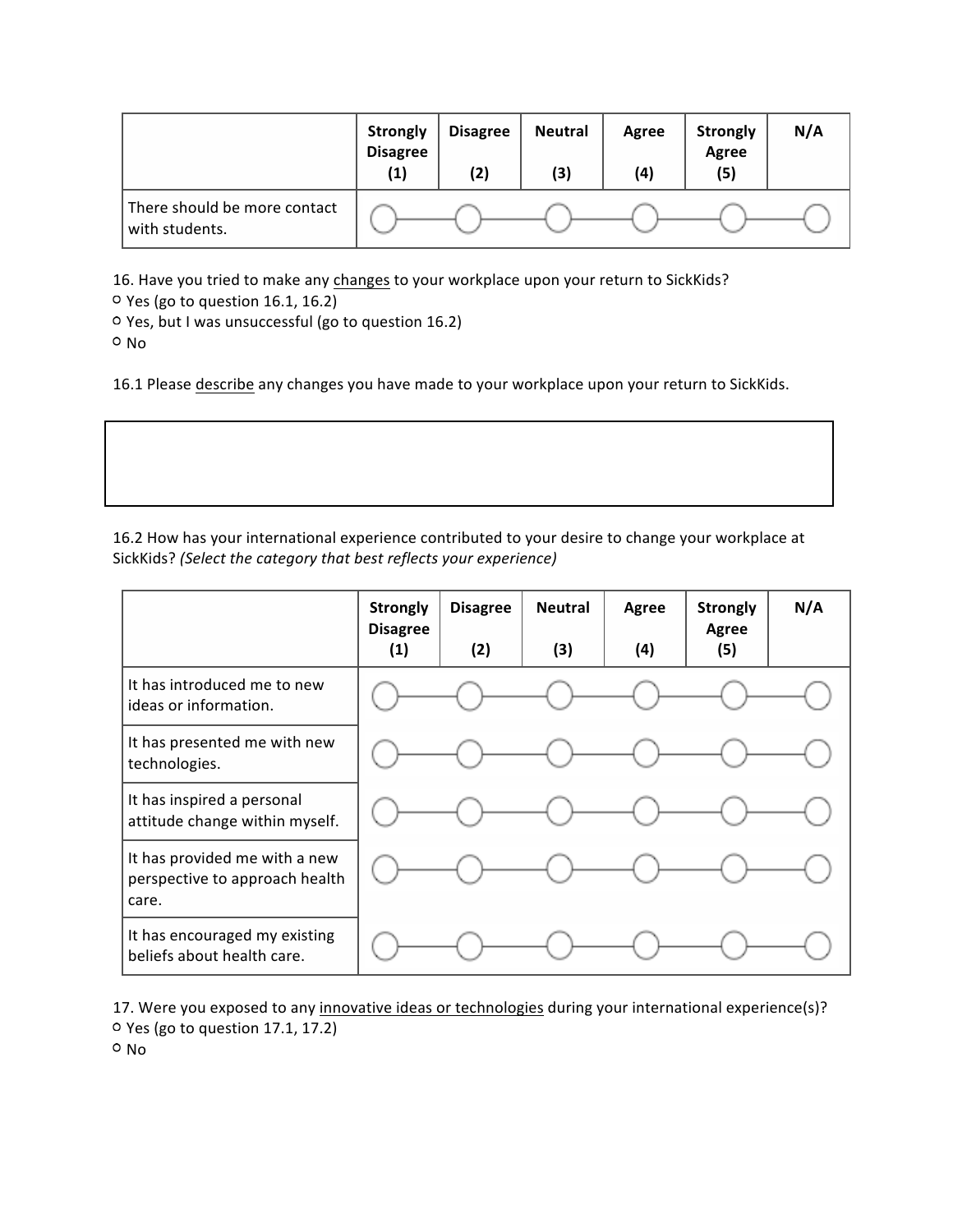| | Strongly Disagree (1) | Disagree (2) | Neutral (3) | Agree (4) | Strongly Agree (5) | N/A |
|---|---|---|---|---|---|---|
| There should be more contact with students. | ○ | ○ | ○ | ○ | ○ | ○ |

16. Have you tried to make any <u>changes</u> to your workplace upon your return to SickKids?
○ Yes (go to question 16.1, 16.2)
○ Yes, but I was unsuccessful (go to question 16.2)
○ No

16.1 Please <u>describe</u> any changes you have made to your workplace upon your return to SickKids.

| |
|---|
| |

16.2 How has your international experience contributed to your desire to change your workplace at SickKids? *(Select the category that best reflects your experience)*

| | Strongly Disagree (1) | Disagree (2) | Neutral (3) | Agree (4) | Strongly Agree (5) | N/A |
|---|---|---|---|---|---|---|
| It has introduced me to new ideas or information. | ○ | ○ | ○ | ○ | ○ | ○ |
| It has presented me with new technologies. | ○ | ○ | ○ | ○ | ○ | ○ |
| It has inspired a personal attitude change within myself. | ○ | ○ | ○ | ○ | ○ | ○ |
| It has provided me with a new perspective to approach health care. | ○ | ○ | ○ | ○ | ○ | ○ |
| It has encouraged my existing beliefs about health care. | ○ | ○ | ○ | ○ | ○ | ○ |

17. Were you exposed to any <u>innovative ideas or technologies</u> during your international experience(s)?
○ Yes (go to question 17.1, 17.2)
○ No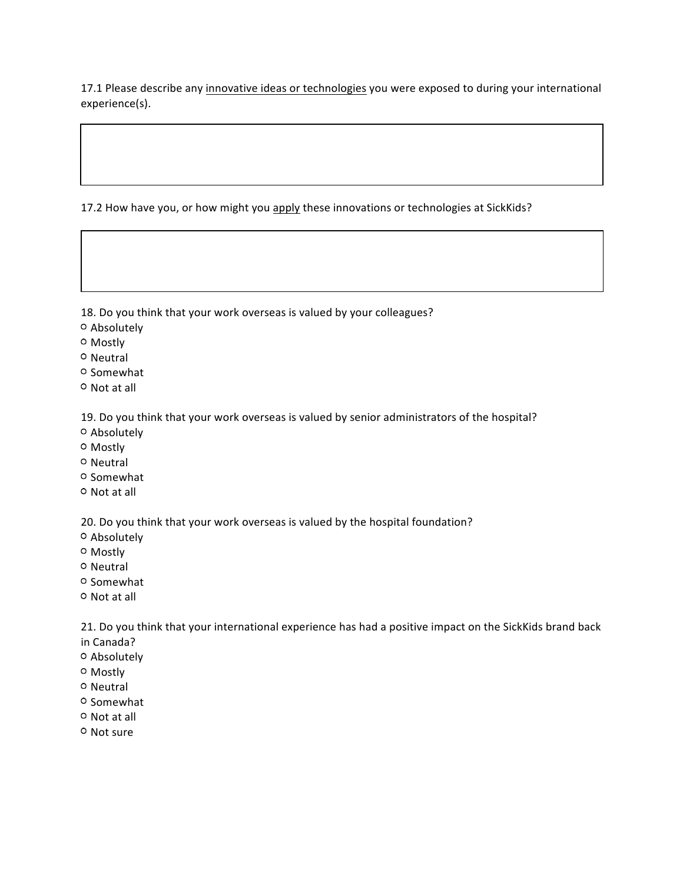17.1 Please describe any <u>innovative ideas or technologies</u> you were exposed to during your international experience(s).

| |
|---|
| |

17.2 How have you, or how might you <u>apply</u> these innovations or technologies at SickKids?

| |
|---|
| |

18. Do you think that your work overseas is valued by your colleagues?

- ○ Absolutely
- ○ Mostly
- ○ Neutral
- ○ Somewhat
- ○ Not at all

19. Do you think that your work overseas is valued by senior administrators of the hospital?

- ○ Absolutely
- ○ Mostly
- ○ Neutral
- ○ Somewhat
- ○ Not at all

20. Do you think that your work overseas is valued by the hospital foundation?

- ○ Absolutely
- ○ Mostly
- ○ Neutral
- ○ Somewhat
- ○ Not at all

21. Do you think that your international experience has had a positive impact on the SickKids brand back in Canada?

- ○ Absolutely
- ○ Mostly
- ○ Neutral
- ○ Somewhat
- ○ Not at all
- ○ Not sure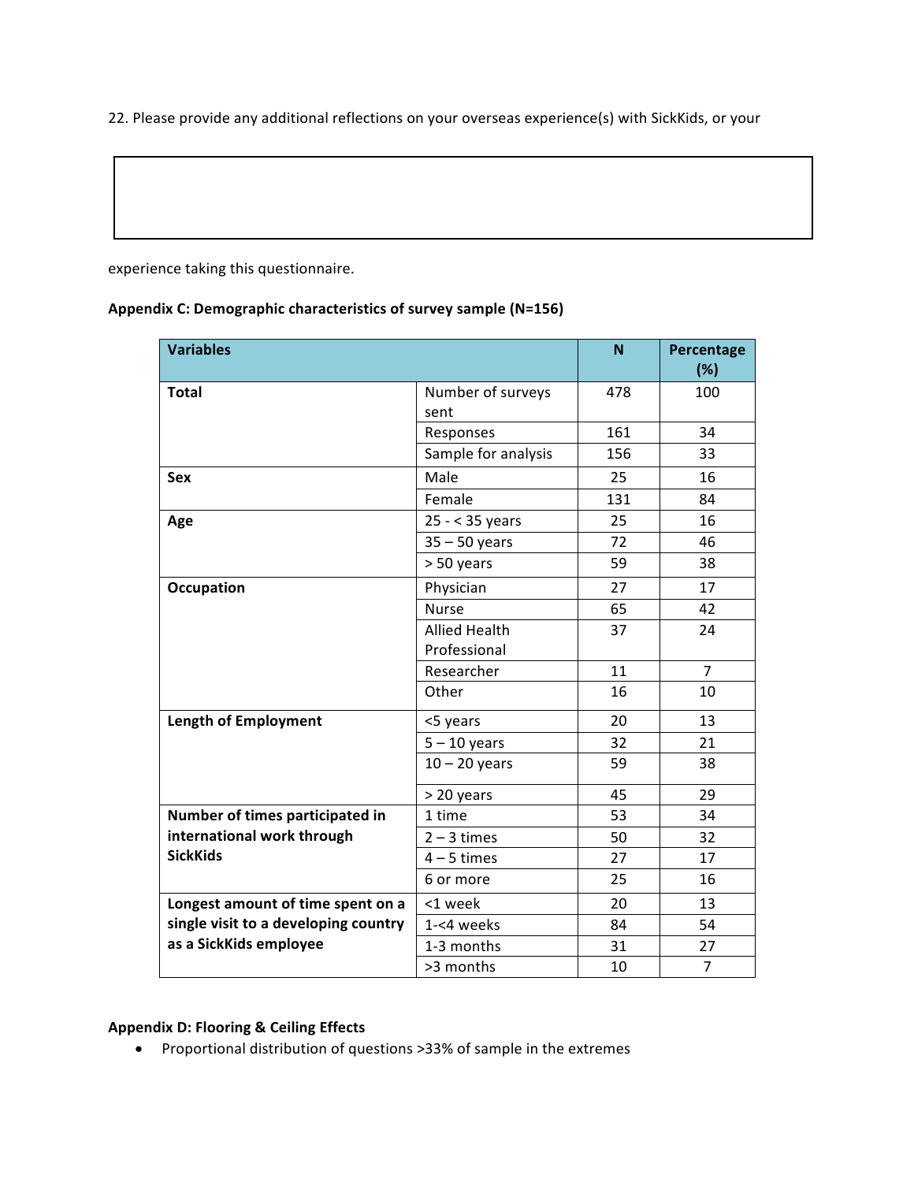22. Please provide any additional reflections on your overseas experience(s) with SickKids, or your experience taking this questionnaire.

**Appendix C: Demographic characteristics of survey sample (N=156)**

| Variables | | N | Percentage (%) |
|---|---|---|---|
| **Total** | Number of surveys sent | 478 | 100 |
| | Responses | 161 | 34 |
| | Sample for analysis | 156 | 33 |
| **Sex** | Male | 25 | 16 |
| | Female | 131 | 84 |
| **Age** | 25 - < 35 years | 25 | 16 |
| | 35 – 50 years | 72 | 46 |
| | > 50 years | 59 | 38 |
| **Occupation** | Physician | 27 | 17 |
| | Nurse | 65 | 42 |
| | Allied Health Professional | 37 | 24 |
| | Researcher | 11 | 7 |
| | Other | 16 | 10 |
| **Length of Employment** | <5 years | 20 | 13 |
| | 5 – 10 years | 32 | 21 |
| | 10 – 20 years | 59 | 38 |
| | > 20 years | 45 | 29 |
| **Number of times participated in international work through SickKids** | 1 time | 53 | 34 |
| | 2 – 3 times | 50 | 32 |
| | 4 – 5 times | 27 | 17 |
| | 6 or more | 25 | 16 |
| **Longest amount of time spent on a single visit to a developing country as a SickKids employee** | <1 week | 20 | 13 |
| | 1-<4 weeks | 84 | 54 |
| | 1-3 months | 31 | 27 |
| | >3 months | 10 | 7 |

**Appendix D: Flooring & Ceiling Effects**

- Proportional distribution of questions >33% of sample in the extremes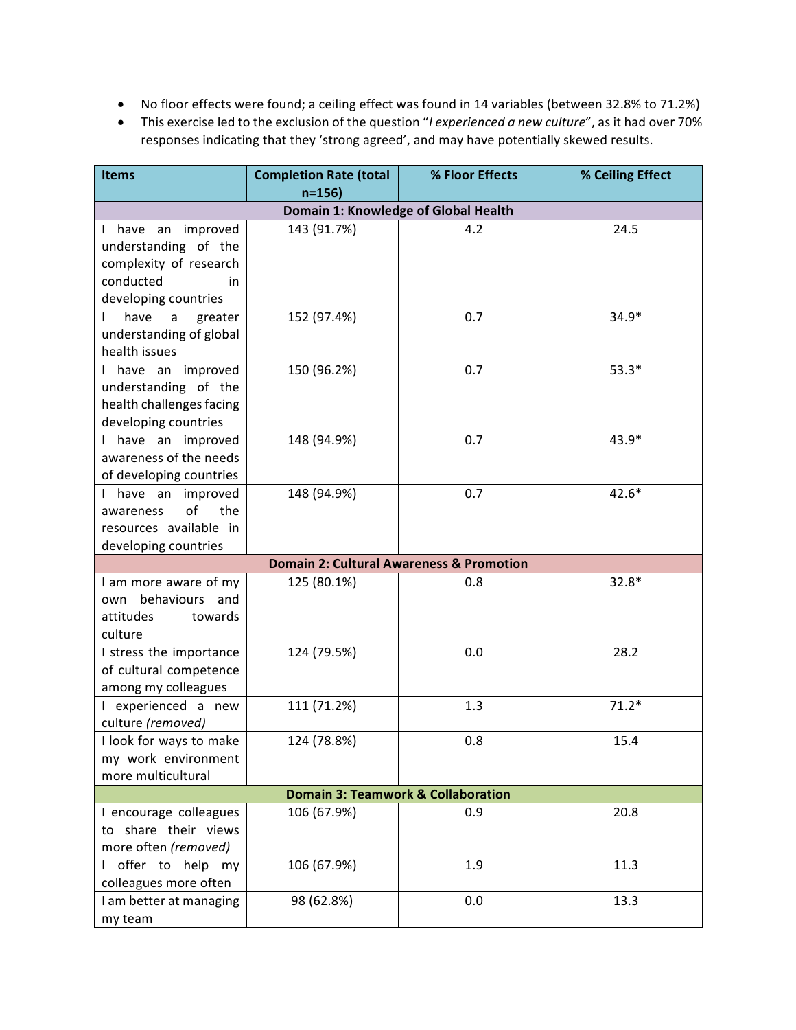- No floor effects were found; a ceiling effect was found in 14 variables (between 32.8% to 71.2%)
- This exercise led to the exclusion of the question "*I experienced a new culture*", as it had over 70% responses indicating that they 'strong agreed', and may have potentially skewed results.

| Items | Completion Rate (total n=156) | % Floor Effects | % Ceiling Effect |
|---|---|---|---|
| **Domain 1: Knowledge of Global Health** | | | |
| I have an improved understanding of the complexity of research conducted in developing countries | 143 (91.7%) | 4.2 | 24.5 |
| I have a greater understanding of global health issues | 152 (97.4%) | 0.7 | 34.9* |
| I have an improved understanding of the health challenges facing developing countries | 150 (96.2%) | 0.7 | 53.3* |
| I have an improved awareness of the needs of developing countries | 148 (94.9%) | 0.7 | 43.9* |
| I have an improved awareness of the resources available in developing countries | 148 (94.9%) | 0.7 | 42.6* |
| **Domain 2: Cultural Awareness & Promotion** | | | |
| I am more aware of my own behaviours and attitudes towards culture | 125 (80.1%) | 0.8 | 32.8* |
| I stress the importance of cultural competence among my colleagues | 124 (79.5%) | 0.0 | 28.2 |
| I experienced a new culture *(removed)* | 111 (71.2%) | 1.3 | 71.2* |
| I look for ways to make my work environment more multicultural | 124 (78.8%) | 0.8 | 15.4 |
| **Domain 3: Teamwork & Collaboration** | | | |
| I encourage colleagues to share their views more often *(removed)* | 106 (67.9%) | 0.9 | 20.8 |
| I offer to help my colleagues more often | 106 (67.9%) | 1.9 | 11.3 |
| I am better at managing my team | 98 (62.8%) | 0.0 | 13.3 |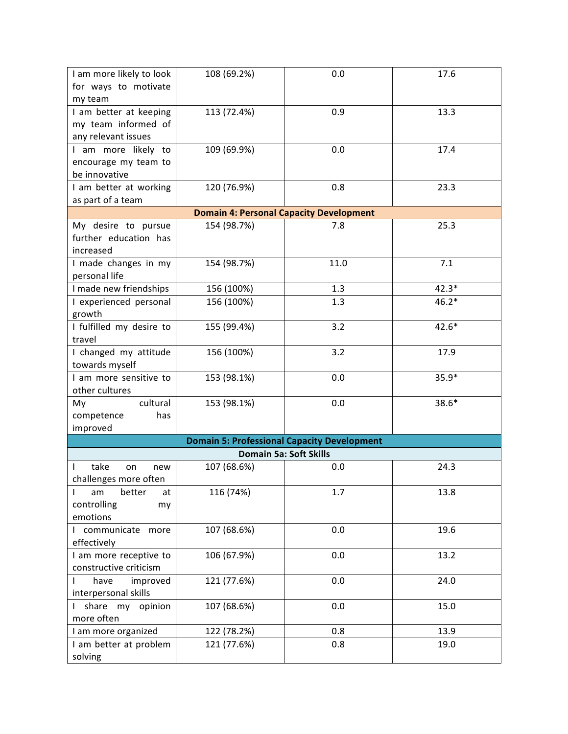| | | | |
|---|---|---|---|
| I am more likely to look for ways to motivate my team | 108 (69.2%) | 0.0 | 17.6 |
| I am better at keeping my team informed of any relevant issues | 113 (72.4%) | 0.9 | 13.3 |
| I am more likely to encourage my team to be innovative | 109 (69.9%) | 0.0 | 17.4 |
| I am better at working as part of a team | 120 (76.9%) | 0.8 | 23.3 |
| **Domain 4: Personal Capacity Development** | | | |
| My desire to pursue further education has increased | 154 (98.7%) | 7.8 | 25.3 |
| I made changes in my personal life | 154 (98.7%) | 11.0 | 7.1 |
| I made new friendships | 156 (100%) | 1.3 | 42.3* |
| I experienced personal growth | 156 (100%) | 1.3 | 46.2* |
| I fulfilled my desire to travel | 155 (99.4%) | 3.2 | 42.6* |
| I changed my attitude towards myself | 156 (100%) | 3.2 | 17.9 |
| I am more sensitive to other cultures | 153 (98.1%) | 0.0 | 35.9* |
| My cultural competence has improved | 153 (98.1%) | 0.0 | 38.6* |
| **Domain 5: Professional Capacity Development** | | | |
| **Domain 5a: Soft Skills** | | | |
| I take on new challenges more often | 107 (68.6%) | 0.0 | 24.3 |
| I am better at controlling my emotions | 116 (74%) | 1.7 | 13.8 |
| I communicate more effectively | 107 (68.6%) | 0.0 | 19.6 |
| I am more receptive to constructive criticism | 106 (67.9%) | 0.0 | 13.2 |
| I have improved interpersonal skills | 121 (77.6%) | 0.0 | 24.0 |
| I share my opinion more often | 107 (68.6%) | 0.0 | 15.0 |
| I am more organized | 122 (78.2%) | 0.8 | 13.9 |
| I am better at problem solving | 121 (77.6%) | 0.8 | 19.0 |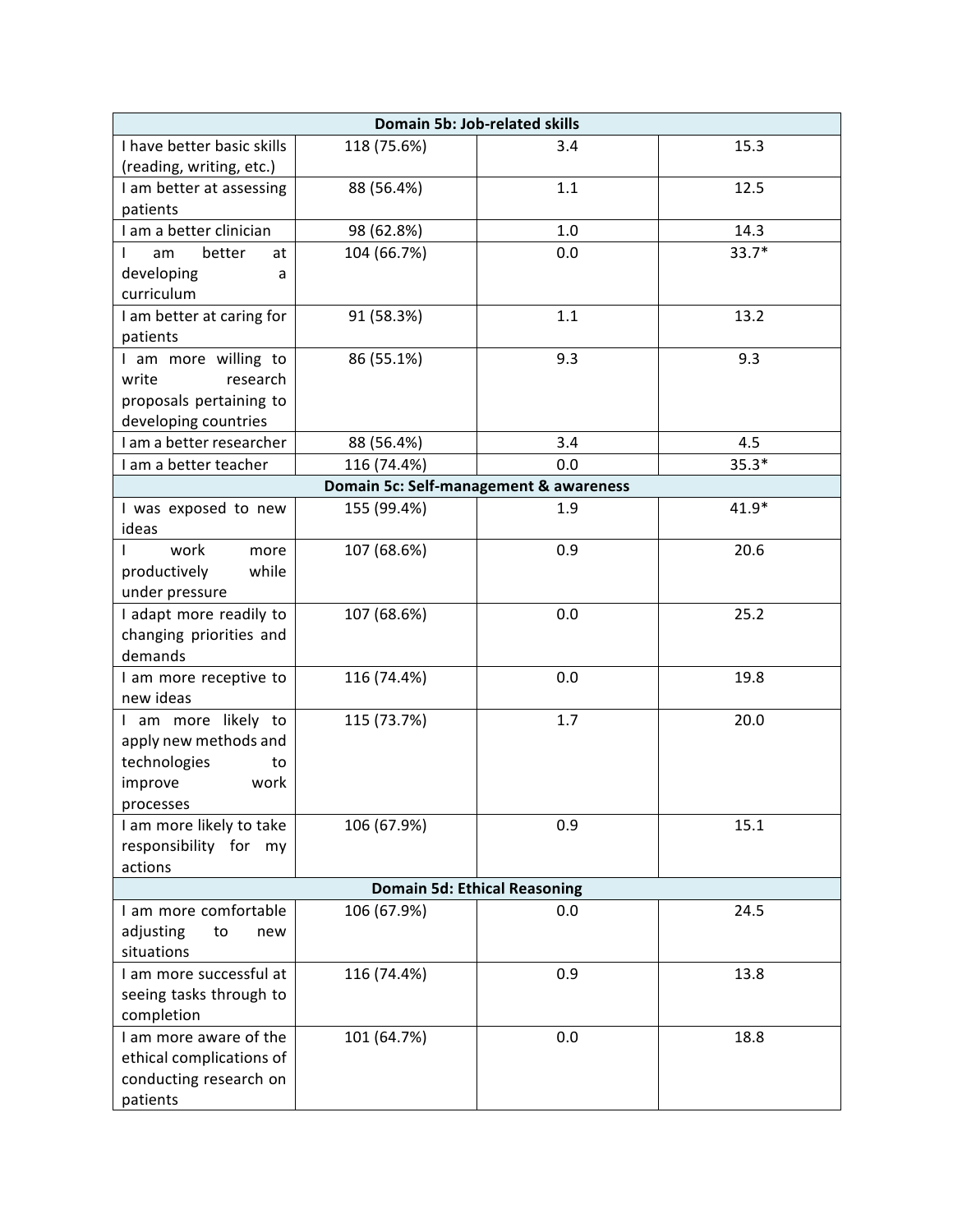| Domain 5b: Job-related skills | | | |
|---|---|---|---|
| I have better basic skills (reading, writing, etc.) | 118 (75.6%) | 3.4 | 15.3 |
| I am better at assessing patients | 88 (56.4%) | 1.1 | 12.5 |
| I am a better clinician | 98 (62.8%) | 1.0 | 14.3 |
| I am better at developing a curriculum | 104 (66.7%) | 0.0 | 33.7* |
| I am better at caring for patients | 91 (58.3%) | 1.1 | 13.2 |
| I am more willing to write research proposals pertaining to developing countries | 86 (55.1%) | 9.3 | 9.3 |
| I am a better researcher | 88 (56.4%) | 3.4 | 4.5 |
| I am a better teacher | 116 (74.4%) | 0.0 | 35.3* |
| **Domain 5c: Self-management & awareness** | | | |
| I was exposed to new ideas | 155 (99.4%) | 1.9 | 41.9* |
| I work more productively while under pressure | 107 (68.6%) | 0.9 | 20.6 |
| I adapt more readily to changing priorities and demands | 107 (68.6%) | 0.0 | 25.2 |
| I am more receptive to new ideas | 116 (74.4%) | 0.0 | 19.8 |
| I am more likely to apply new methods and technologies to improve work processes | 115 (73.7%) | 1.7 | 20.0 |
| I am more likely to take responsibility for my actions | 106 (67.9%) | 0.9 | 15.1 |
| **Domain 5d: Ethical Reasoning** | | | |
| I am more comfortable adjusting to new situations | 106 (67.9%) | 0.0 | 24.5 |
| I am more successful at seeing tasks through to completion | 116 (74.4%) | 0.9 | 13.8 |
| I am more aware of the ethical complications of conducting research on patients | 101 (64.7%) | 0.0 | 18.8 |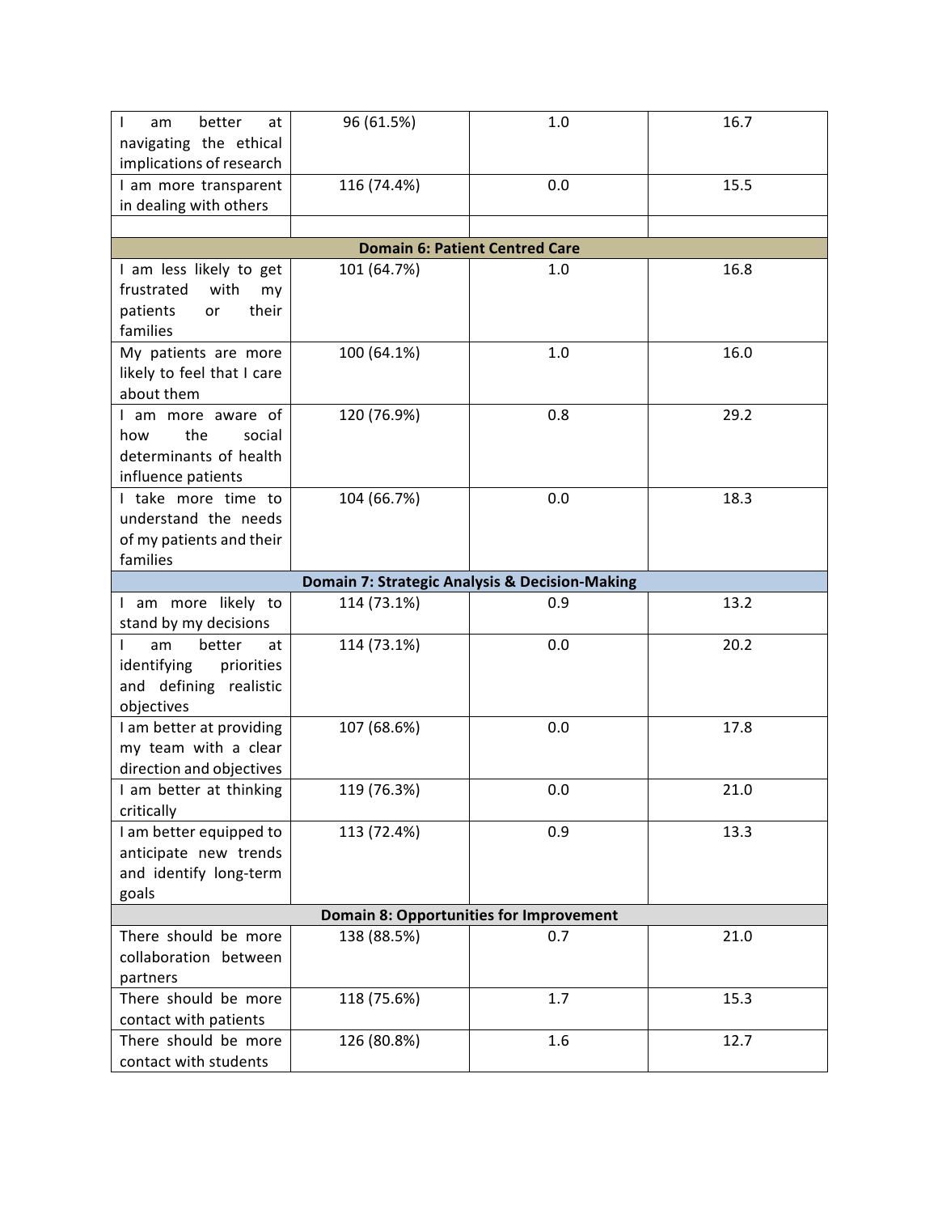| | | | |
|---|---|---|---|
| I am better at navigating the ethical implications of research | 96 (61.5%) | 1.0 | 16.7 |
| I am more transparent in dealing with others | 116 (74.4%) | 0.0 | 15.5 |
| | | | |
| **Domain 6: Patient Centred Care** | | | |
| I am less likely to get frustrated with my patients or their families | 101 (64.7%) | 1.0 | 16.8 |
| My patients are more likely to feel that I care about them | 100 (64.1%) | 1.0 | 16.0 |
| I am more aware of how the social determinants of health influence patients | 120 (76.9%) | 0.8 | 29.2 |
| I take more time to understand the needs of my patients and their families | 104 (66.7%) | 0.0 | 18.3 |
| **Domain 7: Strategic Analysis & Decision-Making** | | | |
| I am more likely to stand by my decisions | 114 (73.1%) | 0.9 | 13.2 |
| I am better at identifying priorities and defining realistic objectives | 114 (73.1%) | 0.0 | 20.2 |
| I am better at providing my team with a clear direction and objectives | 107 (68.6%) | 0.0 | 17.8 |
| I am better at thinking critically | 119 (76.3%) | 0.0 | 21.0 |
| I am better equipped to anticipate new trends and identify long-term goals | 113 (72.4%) | 0.9 | 13.3 |
| **Domain 8: Opportunities for Improvement** | | | |
| There should be more collaboration between partners | 138 (88.5%) | 0.7 | 21.0 |
| There should be more contact with patients | 118 (75.6%) | 1.7 | 15.3 |
| There should be more contact with students | 126 (80.8%) | 1.6 | 12.7 |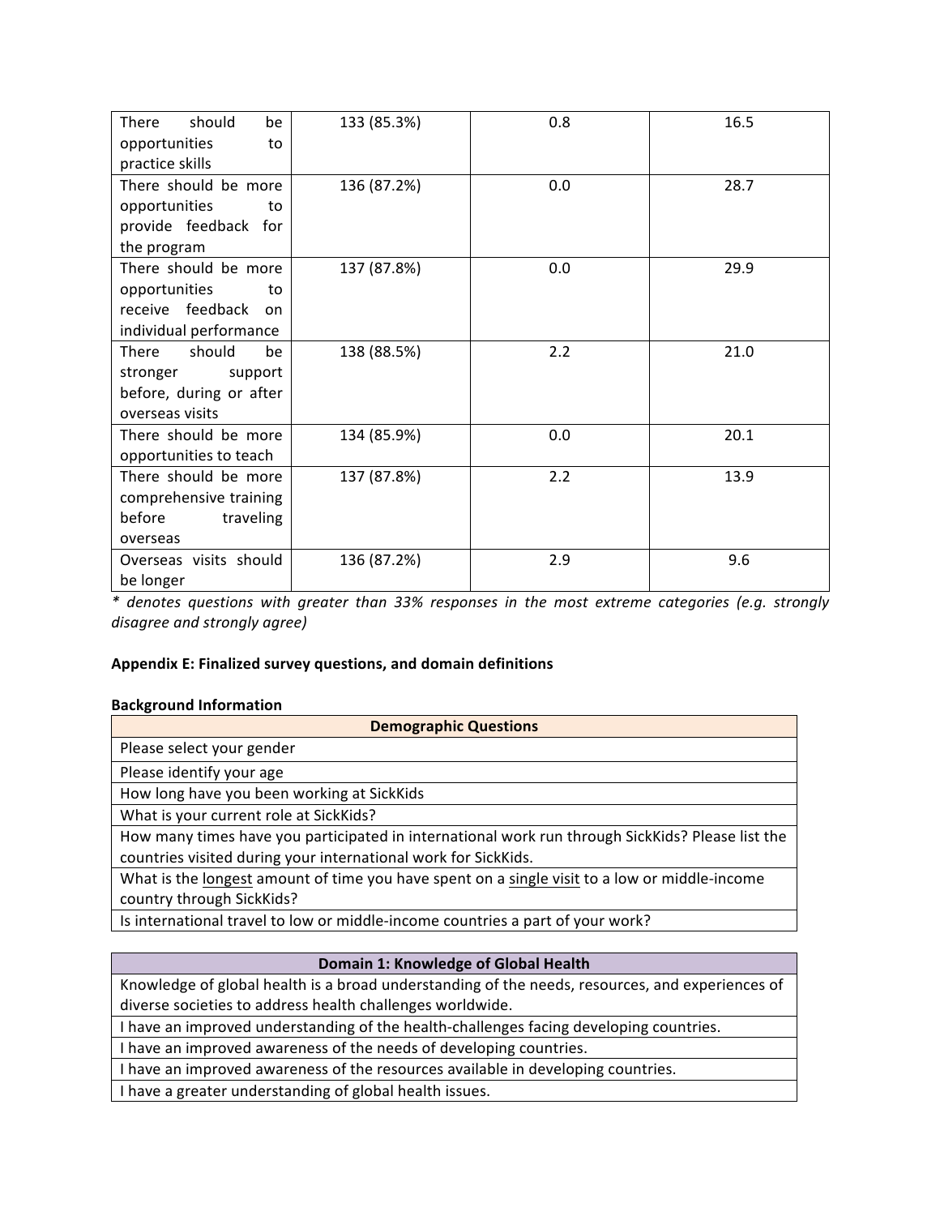| | | | |
|---|---|---|---|
| There should be opportunities to practice skills | 133 (85.3%) | 0.8 | 16.5 |
| There should be more opportunities to provide feedback for the program | 136 (87.2%) | 0.0 | 28.7 |
| There should be more opportunities to receive feedback on individual performance | 137 (87.8%) | 0.0 | 29.9 |
| There should be stronger support before, during or after overseas visits | 138 (88.5%) | 2.2 | 21.0 |
| There should be more opportunities to teach | 134 (85.9%) | 0.0 | 20.1 |
| There should be more comprehensive training before traveling overseas | 137 (87.8%) | 2.2 | 13.9 |
| Overseas visits should be longer | 136 (87.2%) | 2.9 | 9.6 |

*\* denotes questions with greater than 33% responses in the most extreme categories (e.g. strongly disagree and strongly agree)*

**Appendix E: Finalized survey questions, and domain definitions**

**Background Information**

| Demographic Questions |
|---|
| Please select your gender |
| Please identify your age |
| How long have you been working at SickKids |
| What is your current role at SickKids? |
| How many times have you participated in international work run through SickKids? Please list the countries visited during your international work for SickKids. |
| What is the <u>longest</u> amount of time you have spent on a <u>single visit</u> to a low or middle-income country through SickKids? |
| Is international travel to low or middle-income countries a part of your work? |

| Domain 1: Knowledge of Global Health |
|---|
| Knowledge of global health is a broad understanding of the needs, resources, and experiences of diverse societies to address health challenges worldwide. |
| I have an improved understanding of the health-challenges facing developing countries. |
| I have an improved awareness of the needs of developing countries. |
| I have an improved awareness of the resources available in developing countries. |
| I have a greater understanding of global health issues. |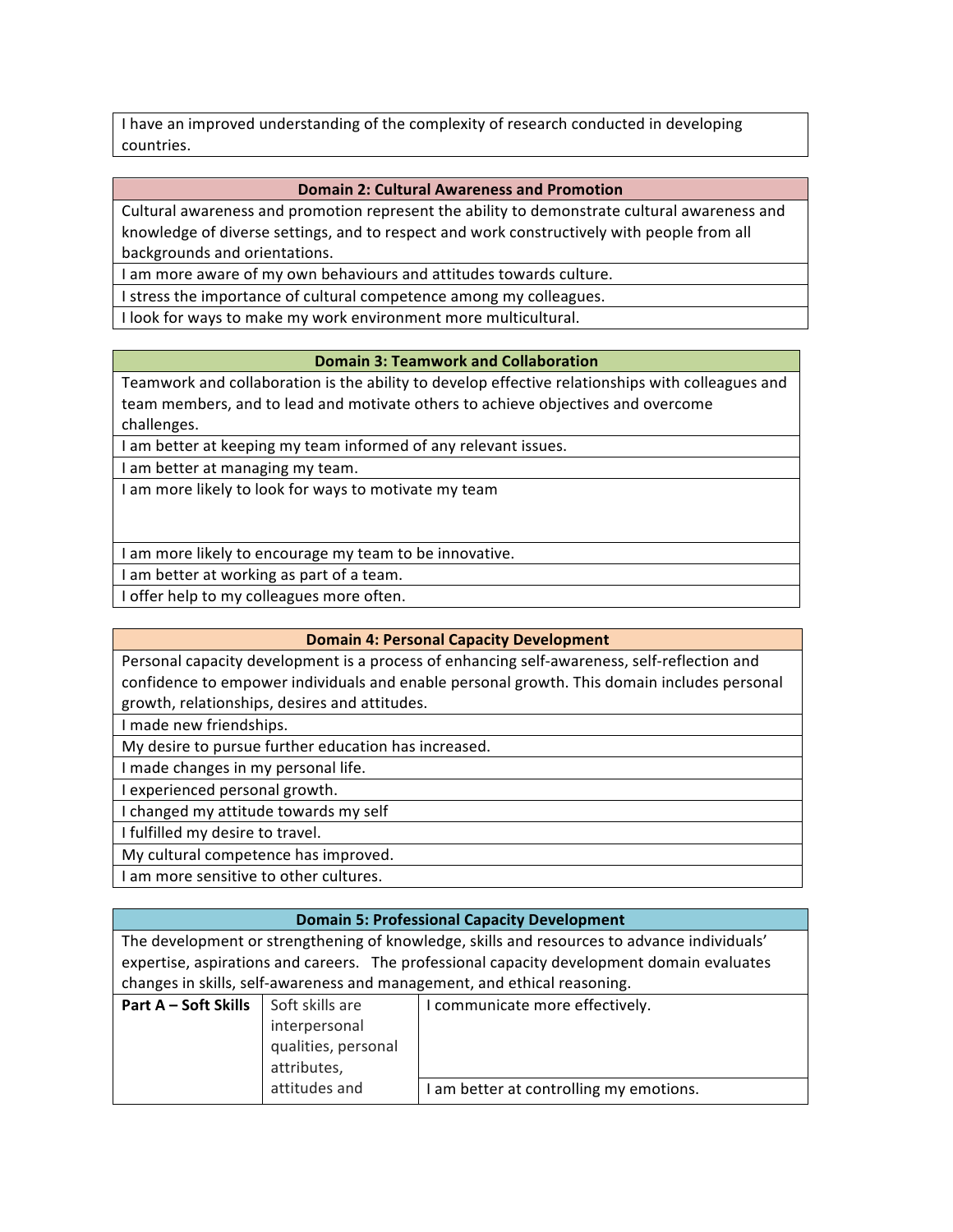| I have an improved understanding of the complexity of research conducted in developing countries. |
| --- |

| **Domain 2: Cultural Awareness and Promotion** |
| --- |
| Cultural awareness and promotion represent the ability to demonstrate cultural awareness and knowledge of diverse settings, and to respect and work constructively with people from all backgrounds and orientations. |
| I am more aware of my own behaviours and attitudes towards culture. |
| I stress the importance of cultural competence among my colleagues. |
| I look for ways to make my work environment more multicultural. |

| **Domain 3: Teamwork and Collaboration** |
| --- |
| Teamwork and collaboration is the ability to develop effective relationships with colleagues and team members, and to lead and motivate others to achieve objectives and overcome challenges. |
| I am better at keeping my team informed of any relevant issues. |
| I am better at managing my team. |
| I am more likely to look for ways to motivate my team |
| I am more likely to encourage my team to be innovative. |
| I am better at working as part of a team. |
| I offer help to my colleagues more often. |

| **Domain 4: Personal Capacity Development** |
| --- |
| Personal capacity development is a process of enhancing self-awareness, self-reflection and confidence to empower individuals and enable personal growth. This domain includes personal growth, relationships, desires and attitudes. |
| I made new friendships. |
| My desire to pursue further education has increased. |
| I made changes in my personal life. |
| I experienced personal growth. |
| I changed my attitude towards my self |
| I fulfilled my desire to travel. |
| My cultural competence has improved. |
| I am more sensitive to other cultures. |

| **Domain 5: Professional Capacity Development** | | |
| --- | --- | --- |
| The development or strengthening of knowledge, skills and resources to advance individuals' expertise, aspirations and careers. The professional capacity development domain evaluates changes in skills, self-awareness and management, and ethical reasoning. | | |
| **Part A – Soft Skills** | Soft skills are interpersonal qualities, personal attributes, attitudes and | I communicate more effectively. |
| | | I am better at controlling my emotions. |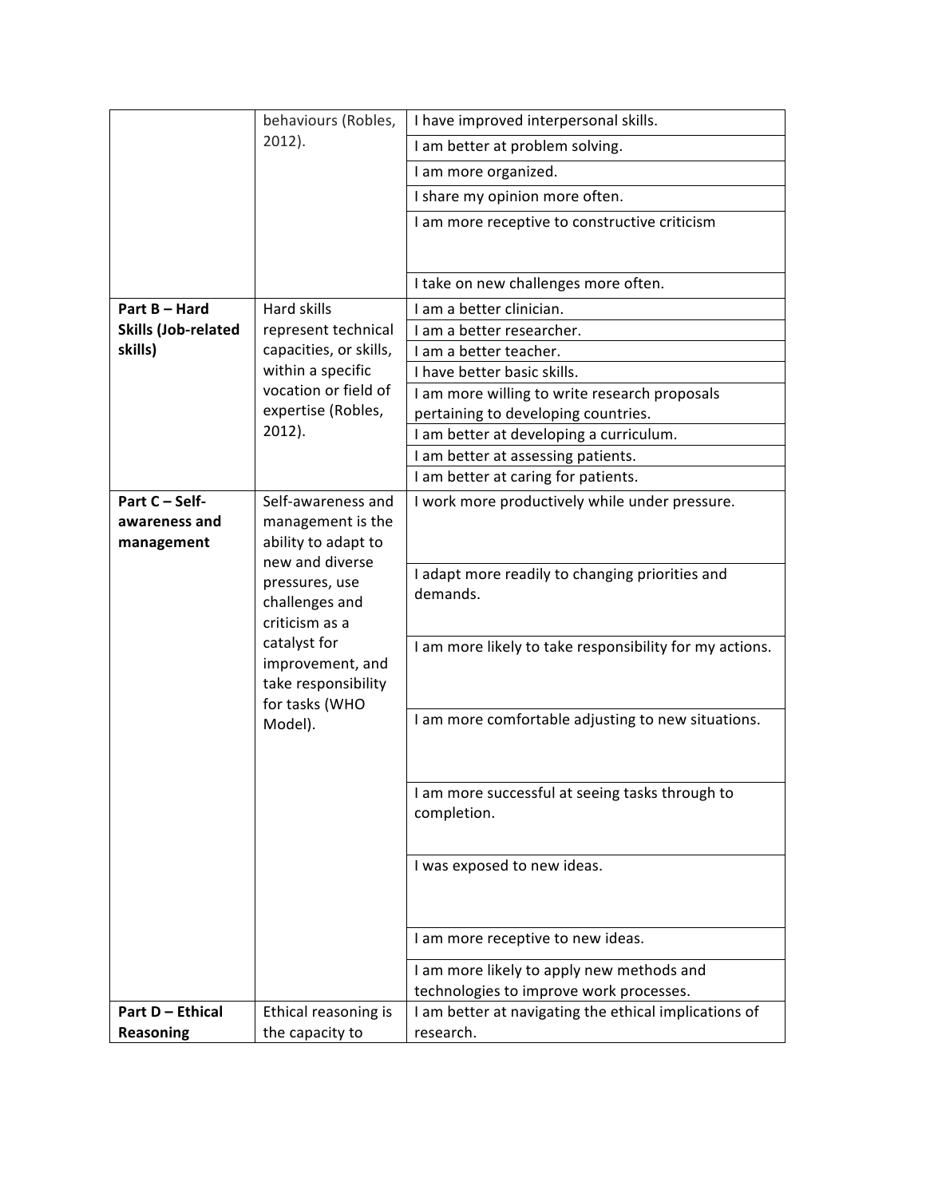| | | |
|---|---|---|
| | behaviours (Robles, 2012). | I have improved interpersonal skills. |
| | | I am better at problem solving. |
| | | I am more organized. |
| | | I share my opinion more often. |
| | | I am more receptive to constructive criticism |
| | | I take on new challenges more often. |
| **Part B – Hard Skills (Job-related skills)** | Hard skills represent technical capacities, or skills, within a specific vocation or field of expertise (Robles, 2012). | I am a better clinician. |
| | | I am a better researcher. |
| | | I am a better teacher. |
| | | I have better basic skills. |
| | | I am more willing to write research proposals pertaining to developing countries. |
| | | I am better at developing a curriculum. |
| | | I am better at assessing patients. |
| | | I am better at caring for patients. |
| **Part C – Self-awareness and management** | Self-awareness and management is the ability to adapt to new and diverse pressures, use challenges and criticism as a catalyst for improvement, and take responsibility for tasks (WHO Model). | I work more productively while under pressure. |
| | | I adapt more readily to changing priorities and demands. |
| | | I am more likely to take responsibility for my actions. |
| | | I am more comfortable adjusting to new situations. |
| | | I am more successful at seeing tasks through to completion. |
| | | I was exposed to new ideas. |
| | | I am more receptive to new ideas. |
| | | I am more likely to apply new methods and technologies to improve work processes. |
| **Part D – Ethical Reasoning** | Ethical reasoning is the capacity to | I am better at navigating the ethical implications of research. |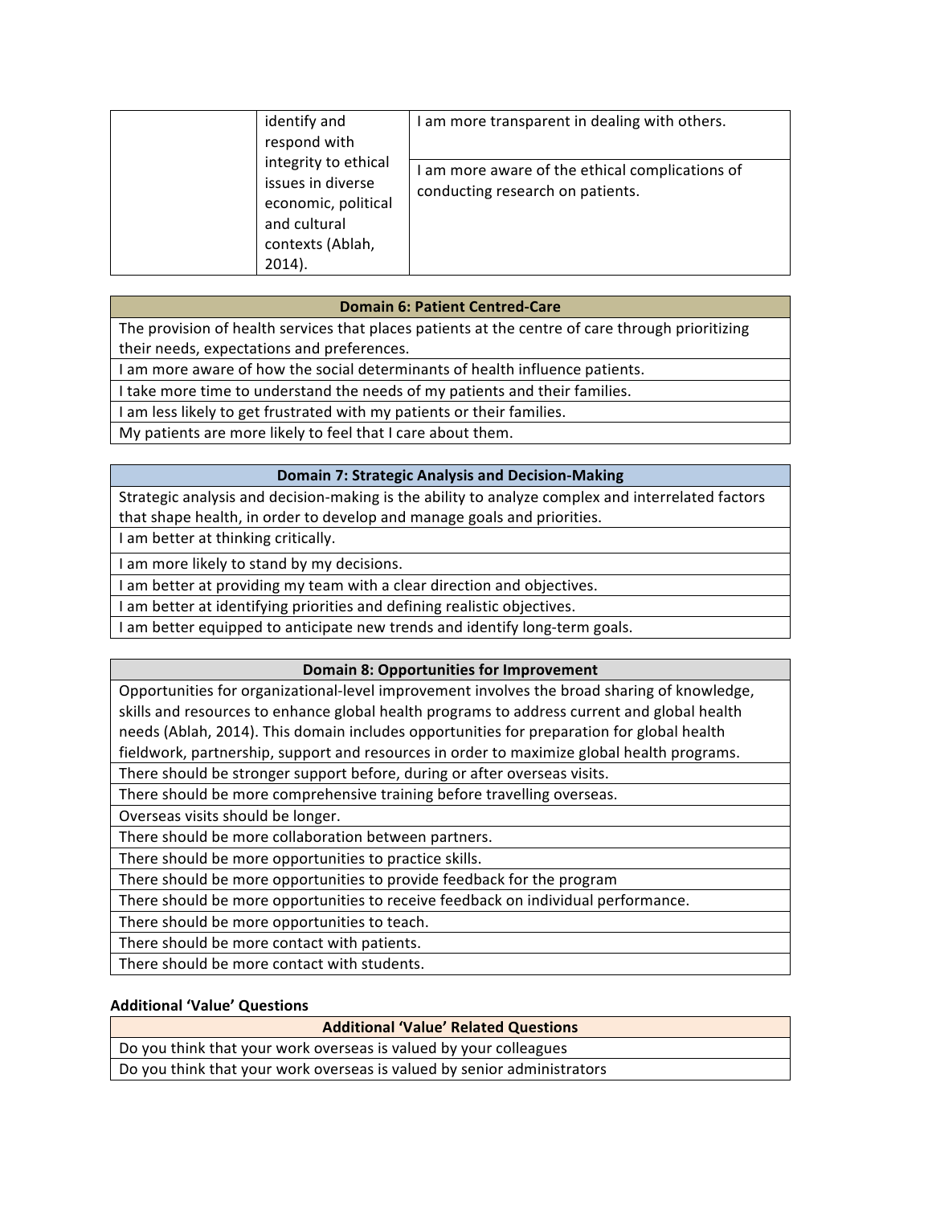| | | |
|---|---|---|
| | identify and respond with integrity to ethical issues in diverse economic, political and cultural contexts (Ablah, 2014). | I am more transparent in dealing with others. |
| | | I am more aware of the ethical complications of conducting research on patients. |

| Domain 6: Patient Centred-Care |
|---|
| The provision of health services that places patients at the centre of care through prioritizing their needs, expectations and preferences. |
| I am more aware of how the social determinants of health influence patients. |
| I take more time to understand the needs of my patients and their families. |
| I am less likely to get frustrated with my patients or their families. |
| My patients are more likely to feel that I care about them. |

| Domain 7: Strategic Analysis and Decision-Making |
|---|
| Strategic analysis and decision-making is the ability to analyze complex and interrelated factors that shape health, in order to develop and manage goals and priorities. |
| I am better at thinking critically. |
| I am more likely to stand by my decisions. |
| I am better at providing my team with a clear direction and objectives. |
| I am better at identifying priorities and defining realistic objectives. |
| I am better equipped to anticipate new trends and identify long-term goals. |

| Domain 8: Opportunities for Improvement |
|---|
| Opportunities for organizational-level improvement involves the broad sharing of knowledge, skills and resources to enhance global health programs to address current and global health needs (Ablah, 2014). This domain includes opportunities for preparation for global health fieldwork, partnership, support and resources in order to maximize global health programs. |
| There should be stronger support before, during or after overseas visits. |
| There should be more comprehensive training before travelling overseas. |
| Overseas visits should be longer. |
| There should be more collaboration between partners. |
| There should be more opportunities to practice skills. |
| There should be more opportunities to provide feedback for the program |
| There should be more opportunities to receive feedback on individual performance. |
| There should be more opportunities to teach. |
| There should be more contact with patients. |
| There should be more contact with students. |

**Additional 'Value' Questions**

| Additional 'Value' Related Questions |
|---|
| Do you think that your work overseas is valued by your colleagues |
| Do you think that your work overseas is valued by senior administrators |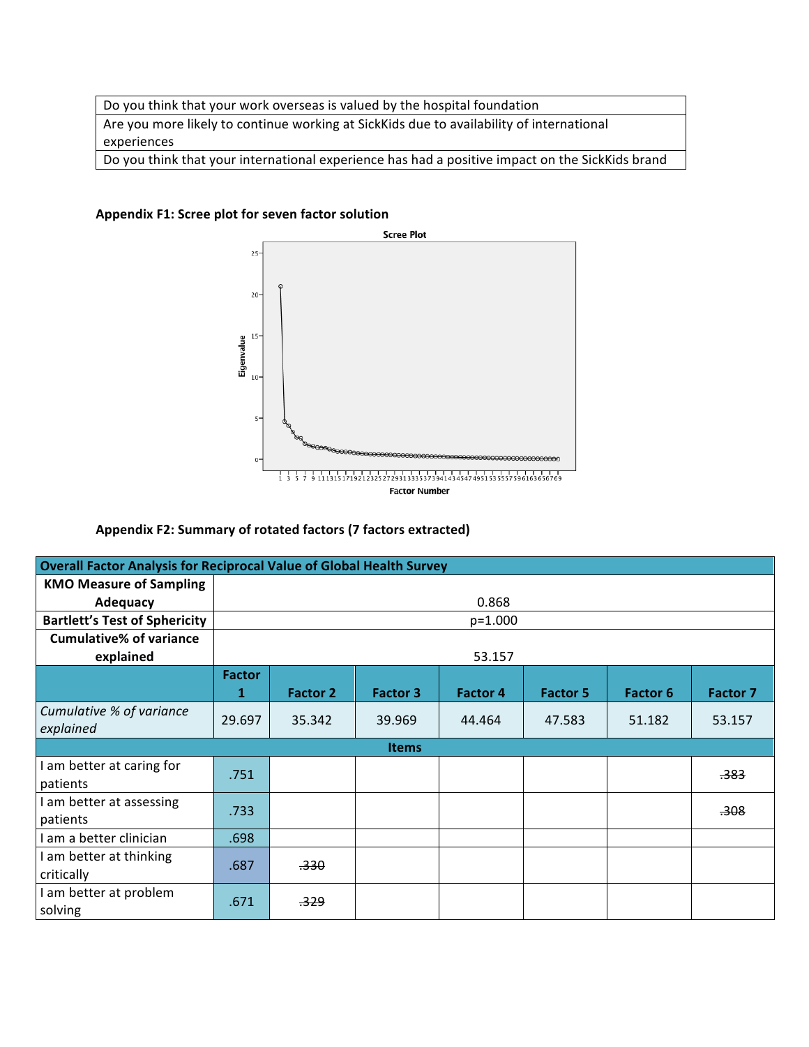| Do you think that your work overseas is valued by the hospital foundation |
|---|
| Are you more likely to continue working at SickKids due to availability of international experiences |
| Do you think that your international experience has had a positive impact on the SickKids brand |

**Appendix F1: Scree plot for seven factor solution**

**Appendix F2: Summary of rotated factors (7 factors extracted)**

| Overall Factor Analysis for Reciprocal Value of Global Health Survey | | | | | | | |
|---|---|---|---|---|---|---|---|
| **KMO Measure of Sampling Adequacy** | 0.868 | | | | | | |
| **Bartlett's Test of Sphericity** | p=1.000 | | | | | | |
| **Cumulative% of variance explained** | 53.157 | | | | | | |
| | **Factor 1** | **Factor 2** | **Factor 3** | **Factor 4** | **Factor 5** | **Factor 6** | **Factor 7** |
| *Cumulative % of variance explained* | 29.697 | 35.342 | 39.969 | 44.464 | 47.583 | 51.182 | 53.157 |
| **Items** | | | | | | | |
| I am better at caring for patients | .751 | | | | | | ~~.383~~ |
| I am better at assessing patients | .733 | | | | | | ~~.308~~ |
| I am a better clinician | .698 | | | | | | |
| I am better at thinking critically | .687 | ~~.330~~ | | | | | |
| I am better at problem solving | .671 | ~~.329~~ | | | | | |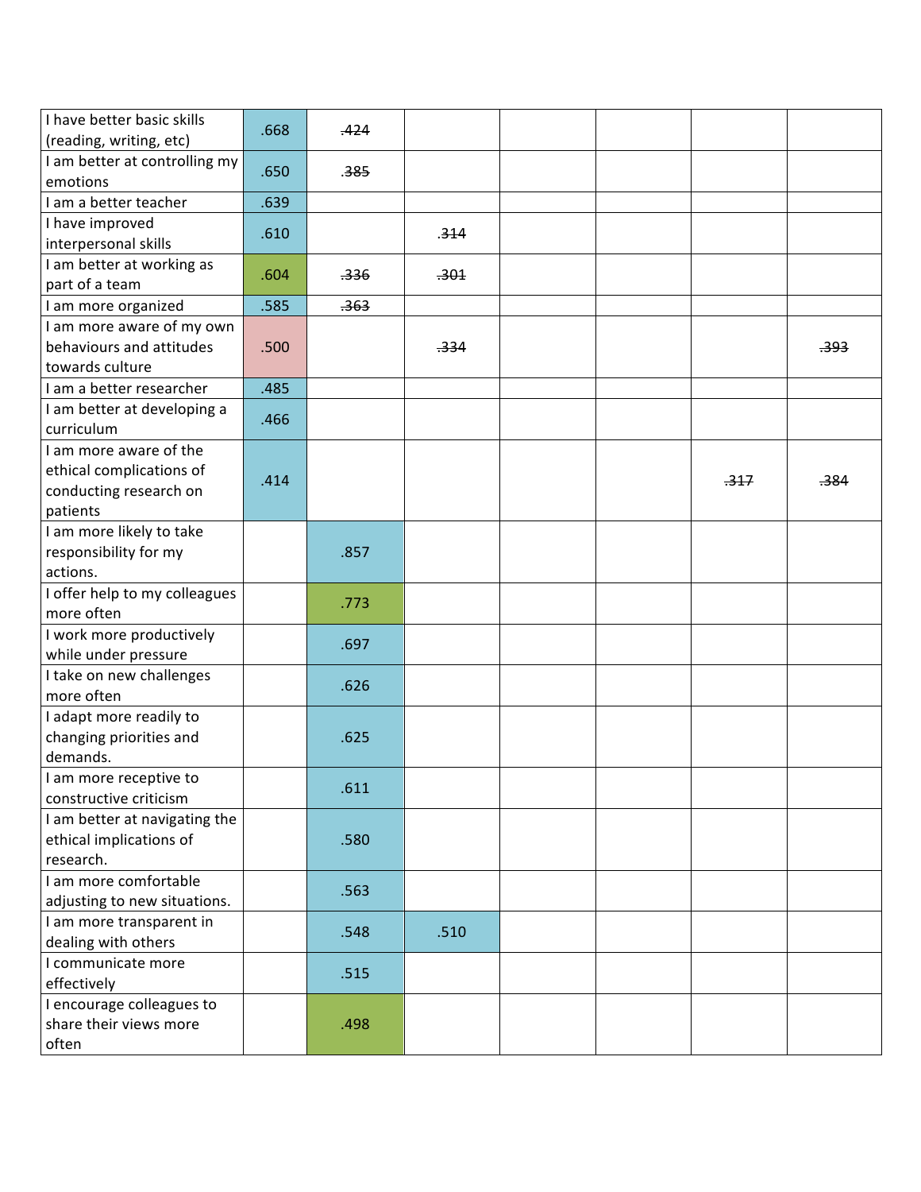| | | | | | | | |
|---|---|---|---|---|---|---|---|
| I have better basic skills (reading, writing, etc) | .668 | ~~.424~~ | | | | | |
| I am better at controlling my emotions | .650 | ~~.385~~ | | | | | |
| I am a better teacher | .639 | | | | | | |
| I have improved interpersonal skills | .610 | | ~~.314~~ | | | | |
| I am better at working as part of a team | .604 | ~~.336~~ | ~~.301~~ | | | | |
| I am more organized | .585 | ~~.363~~ | | | | | |
| I am more aware of my own behaviours and attitudes towards culture | .500 | | ~~.334~~ | | | | ~~.393~~ |
| I am a better researcher | .485 | | | | | | |
| I am better at developing a curriculum | .466 | | | | | | |
| I am more aware of the ethical complications of conducting research on patients | .414 | | | | | ~~.317~~ | ~~.384~~ |
| I am more likely to take responsibility for my actions. | | .857 | | | | | |
| I offer help to my colleagues more often | | .773 | | | | | |
| I work more productively while under pressure | | .697 | | | | | |
| I take on new challenges more often | | .626 | | | | | |
| I adapt more readily to changing priorities and demands. | | .625 | | | | | |
| I am more receptive to constructive criticism | | .611 | | | | | |
| I am better at navigating the ethical implications of research. | | .580 | | | | | |
| I am more comfortable adjusting to new situations. | | .563 | | | | | |
| I am more transparent in dealing with others | | .548 | .510 | | | | |
| I communicate more effectively | | .515 | | | | | |
| I encourage colleagues to share their views more often | | .498 | | | | | |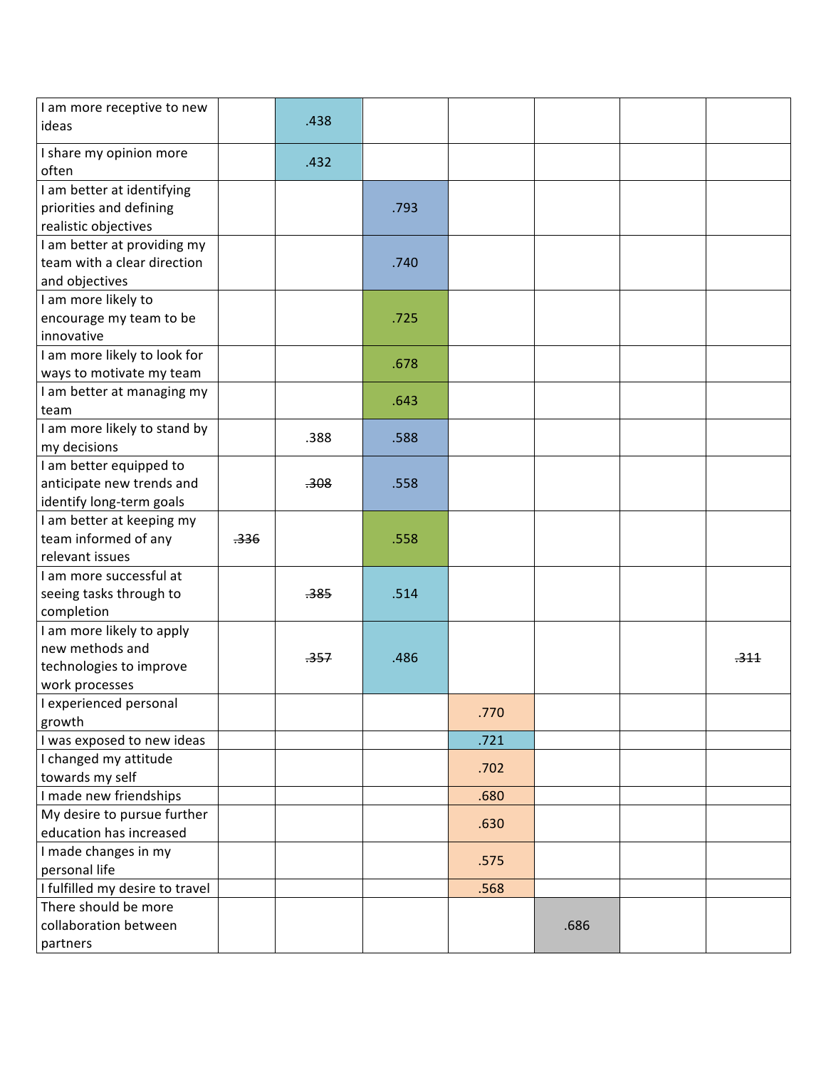| | | | | | | | |
|---|---|---|---|---|---|---|---|
| I am more receptive to new ideas | | .438 | | | | | |
| I share my opinion more often | | .432 | | | | | |
| I am better at identifying priorities and defining realistic objectives | | | .793 | | | | |
| I am better at providing my team with a clear direction and objectives | | | .740 | | | | |
| I am more likely to encourage my team to be innovative | | | .725 | | | | |
| I am more likely to look for ways to motivate my team | | | .678 | | | | |
| I am better at managing my team | | | .643 | | | | |
| I am more likely to stand by my decisions | | .388 | .588 | | | | |
| I am better equipped to anticipate new trends and identify long-term goals | | ~~.308~~ | .558 | | | | |
| I am better at keeping my team informed of any relevant issues | ~~.336~~ | | .558 | | | | |
| I am more successful at seeing tasks through to completion | | ~~.385~~ | .514 | | | | |
| I am more likely to apply new methods and technologies to improve work processes | | ~~.357~~ | .486 | | | | ~~.311~~ |
| I experienced personal growth | | | | .770 | | | |
| I was exposed to new ideas | | | | .721 | | | |
| I changed my attitude towards my self | | | | .702 | | | |
| I made new friendships | | | | .680 | | | |
| My desire to pursue further education has increased | | | | .630 | | | |
| I made changes in my personal life | | | | .575 | | | |
| I fulfilled my desire to travel | | | | .568 | | | |
| There should be more collaboration between partners | | | | | .686 | | |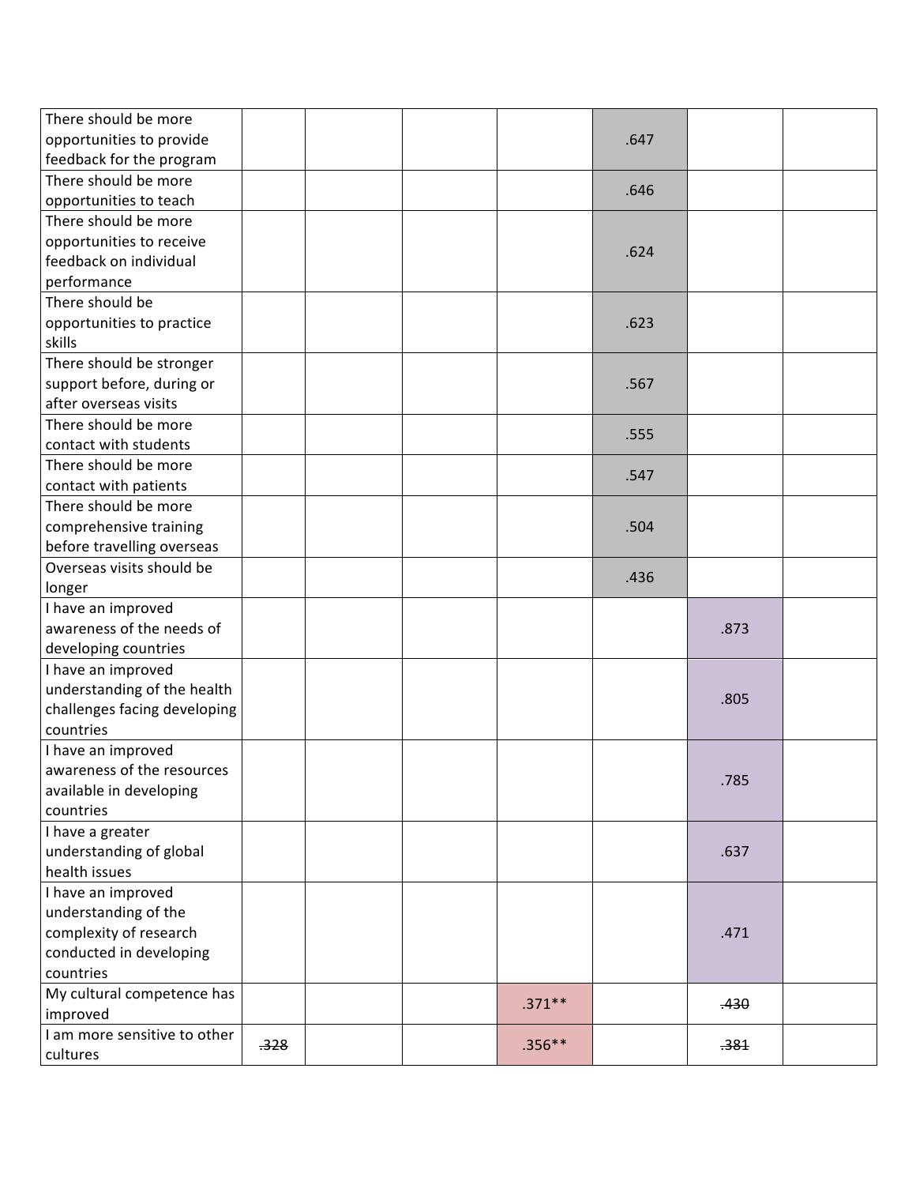| | | | | | | | |
|---|---|---|---|---|---|---|---|
| There should be more opportunities to provide feedback for the program | | | | | .647 | | |
| There should be more opportunities to teach | | | | | .646 | | |
| There should be more opportunities to receive feedback on individual performance | | | | | .624 | | |
| There should be opportunities to practice skills | | | | | .623 | | |
| There should be stronger support before, during or after overseas visits | | | | | .567 | | |
| There should be more contact with students | | | | | .555 | | |
| There should be more contact with patients | | | | | .547 | | |
| There should be more comprehensive training before travelling overseas | | | | | .504 | | |
| Overseas visits should be longer | | | | | .436 | | |
| I have an improved awareness of the needs of developing countries | | | | | | .873 | |
| I have an improved understanding of the health challenges facing developing countries | | | | | | .805 | |
| I have an improved awareness of the resources available in developing countries | | | | | | .785 | |
| I have a greater understanding of global health issues | | | | | | .637 | |
| I have an improved understanding of the complexity of research conducted in developing countries | | | | | | .471 | |
| My cultural competence has improved | | | | .371** | | ~~.430~~ | |
| I am more sensitive to other cultures | ~~.328~~ | | | .356** | | ~~.381~~ | |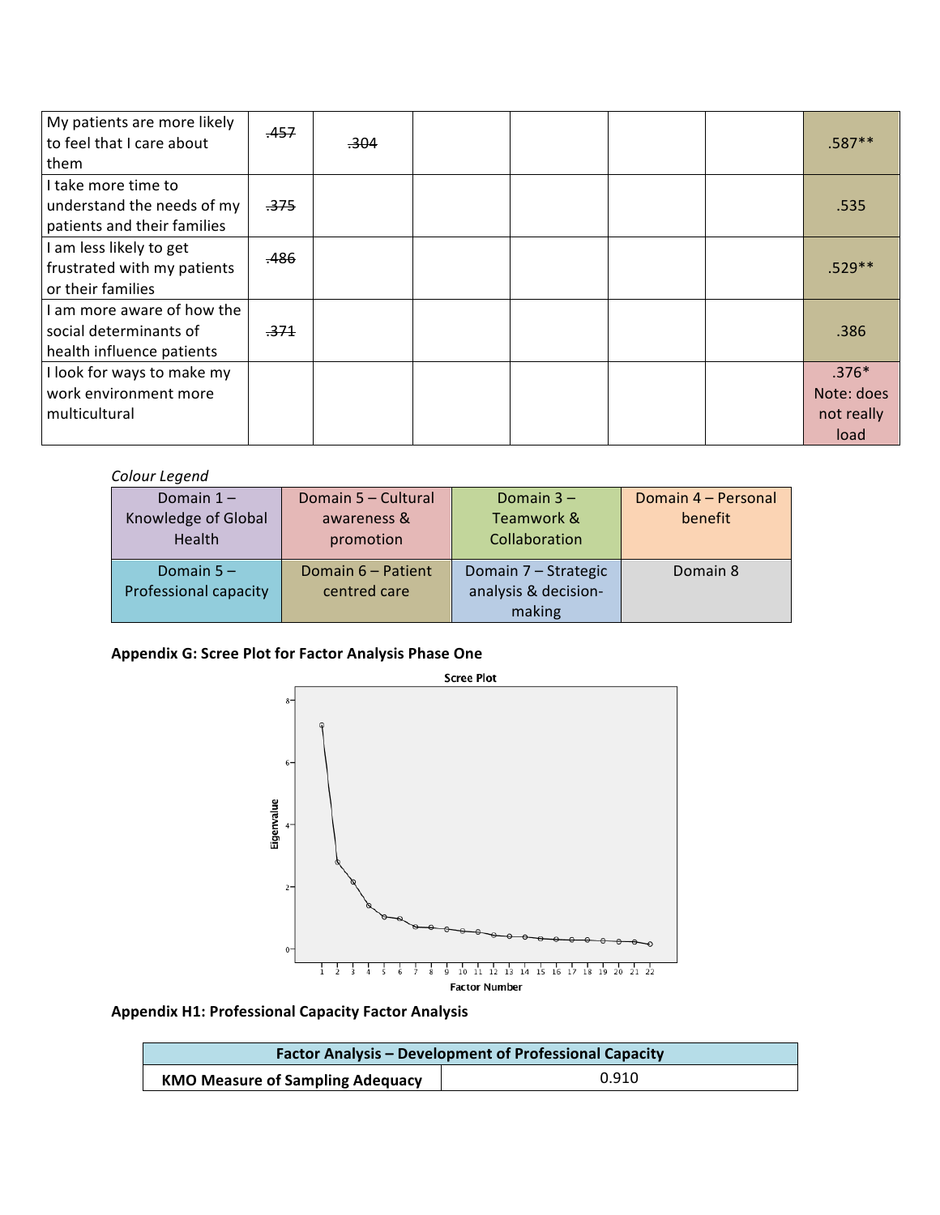| | | | | | | | |
|---|---|---|---|---|---|---|---|
| My patients are more likely to feel that I care about them | ~~.457~~ | ~~.304~~ | | | | | .587** |
| I take more time to understand the needs of my patients and their families | ~~.375~~ | | | | | | .535 |
| I am less likely to get frustrated with my patients or their families | ~~.486~~ | | | | | | .529** |
| I am more aware of how the social determinants of health influence patients | ~~.371~~ | | | | | | .386 |
| I look for ways to make my work environment more multicultural | | | | | | | .376* Note: does not really load |

*Colour Legend*

| | | | |
|---|---|---|---|
| Domain 1 – Knowledge of Global Health | Domain 5 – Cultural awareness & promotion | Domain 3 – Teamwork & Collaboration | Domain 4 – Personal benefit |
| Domain 5 – Professional capacity | Domain 6 – Patient centred care | Domain 7 – Strategic analysis & decision-making | Domain 8 |

**Appendix G: Scree Plot for Factor Analysis Phase One**

**Appendix H1: Professional Capacity Factor Analysis**

| Factor Analysis – Development of Professional Capacity | |
|---|---|
| **KMO Measure of Sampling Adequacy** | 0.910 |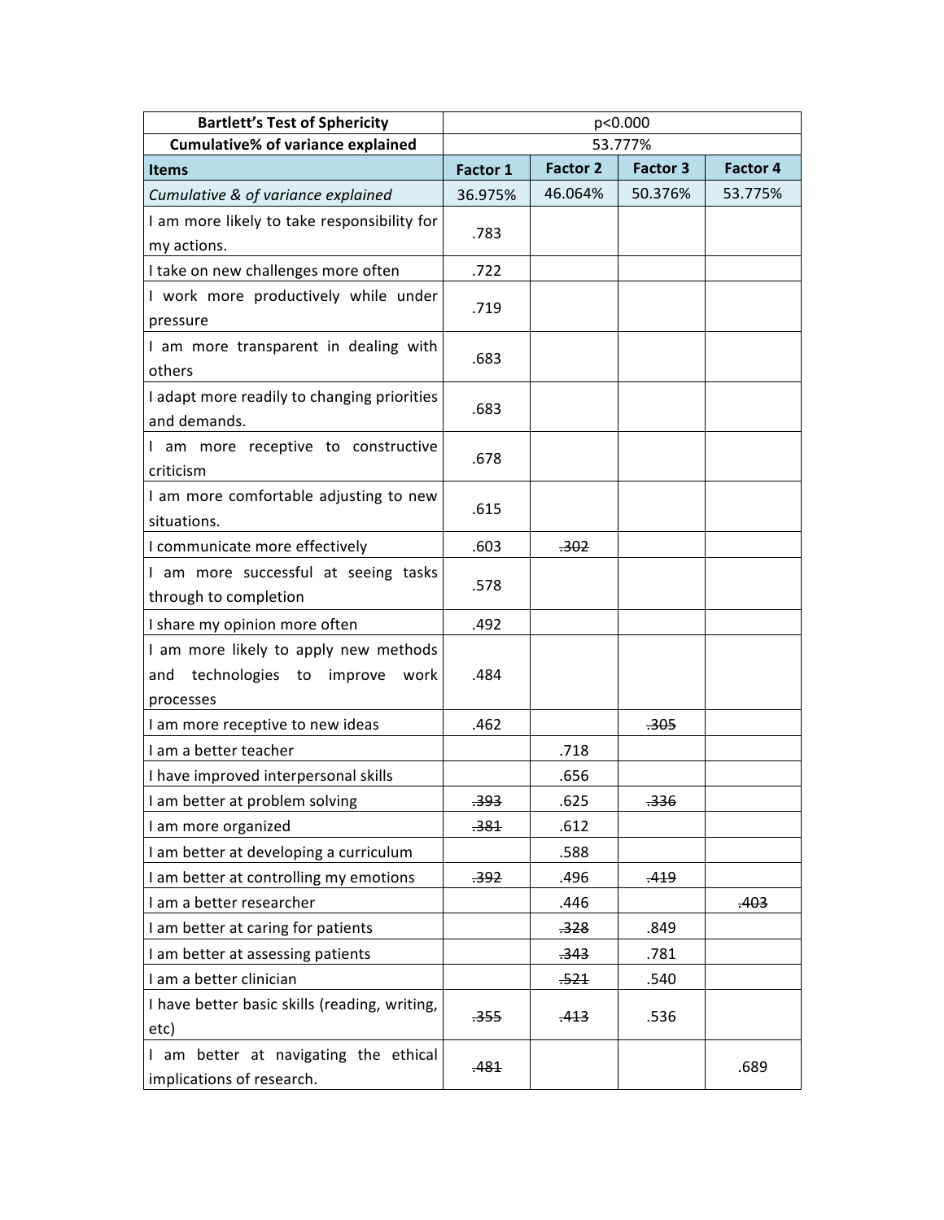| **Bartlett's Test of Sphericity** | p<0.000 | | | |
| --- | --- | --- | --- | --- |
| **Cumulative% of variance explained** | 53.777% | | | |
| **Items** | **Factor 1** | **Factor 2** | **Factor 3** | **Factor 4** |
| *Cumulative & of variance explained* | 36.975% | 46.064% | 50.376% | 53.775% |
| I am more likely to take responsibility for my actions. | .783 | | | |
| I take on new challenges more often | .722 | | | |
| I work more productively while under pressure | .719 | | | |
| I am more transparent in dealing with others | .683 | | | |
| I adapt more readily to changing priorities and demands. | .683 | | | |
| I am more receptive to constructive criticism | .678 | | | |
| I am more comfortable adjusting to new situations. | .615 | | | |
| I communicate more effectively | .603 | ~~.302~~ | | |
| I am more successful at seeing tasks through to completion | .578 | | | |
| I share my opinion more often | .492 | | | |
| I am more likely to apply new methods and technologies to improve work processes | .484 | | | |
| I am more receptive to new ideas | .462 | | ~~.305~~ | |
| I am a better teacher | | .718 | | |
| I have improved interpersonal skills | | .656 | | |
| I am better at problem solving | ~~.393~~ | .625 | ~~.336~~ | |
| I am more organized | ~~.381~~ | .612 | | |
| I am better at developing a curriculum | | .588 | | |
| I am better at controlling my emotions | ~~.392~~ | .496 | ~~.419~~ | |
| I am a better researcher | | .446 | | ~~.403~~ |
| I am better at caring for patients | | ~~.328~~ | .849 | |
| I am better at assessing patients | | ~~.343~~ | .781 | |
| I am a better clinician | | ~~.521~~ | .540 | |
| I have better basic skills (reading, writing, etc) | ~~.355~~ | ~~.413~~ | .536 | |
| I am better at navigating the ethical implications of research. | ~~.481~~ | | | .689 |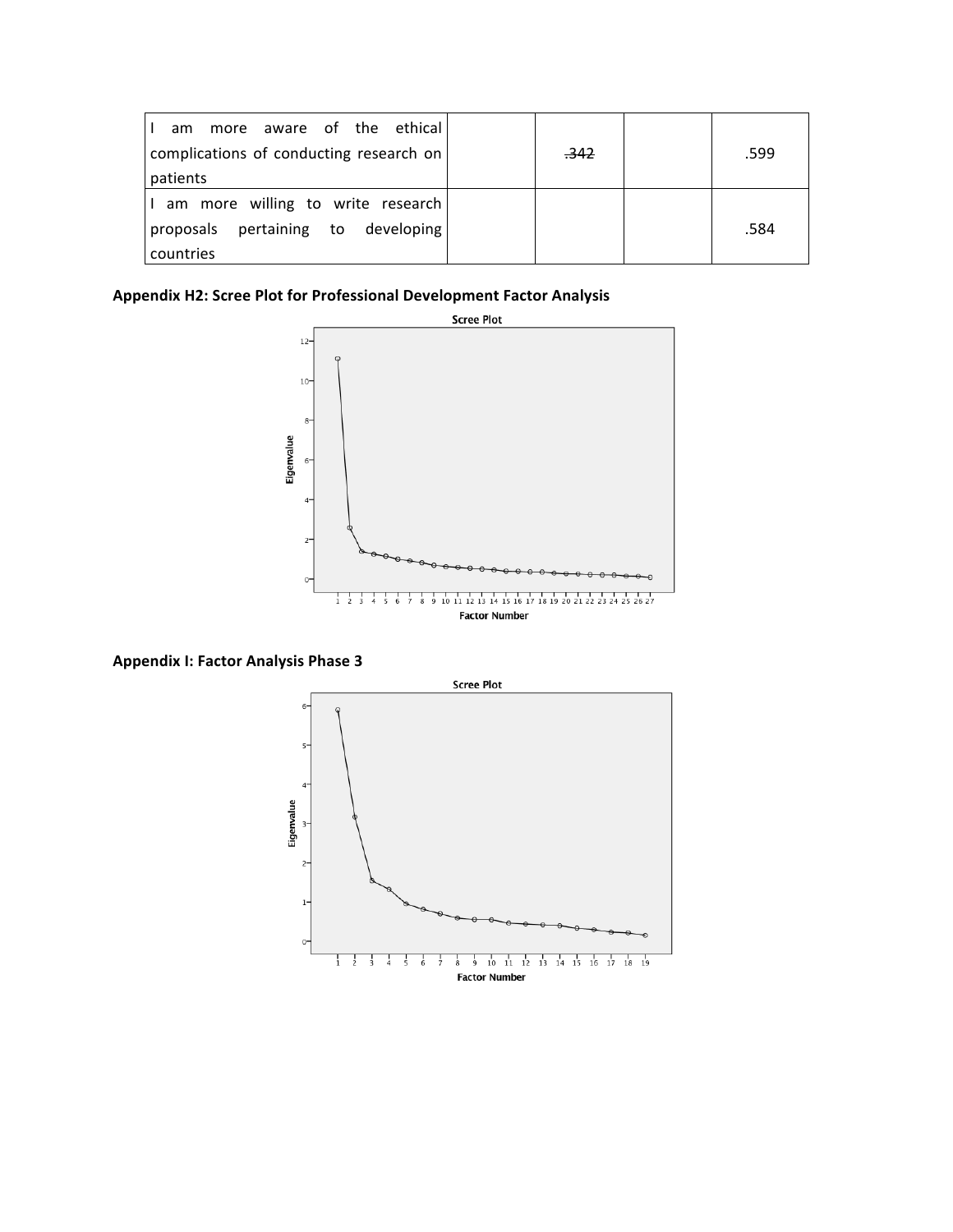| | | | | |
|---|---|---|---|---|
| I am more aware of the ethical complications of conducting research on patients | | ~~.342~~ | | .599 |
| I am more willing to write research proposals pertaining to developing countries | | | | .584 |

**Appendix H2: Scree Plot for Professional Development Factor Analysis**

Scree Plot

Eigenvalue

12
10
8
6
4
2
0

Factor Number

1 2 3 4 5 6 7 8 9 10 11 12 13 14 15 16 17 18 19 20 21 22 23 24 25 26 27

**Appendix I: Factor Analysis Phase 3**

Scree Plot

Eigenvalue

6
5
4
3
2
1
0

Factor Number

1 2 3 4 5 6 7 8 9 10 11 12 13 14 15 16 17 18 19